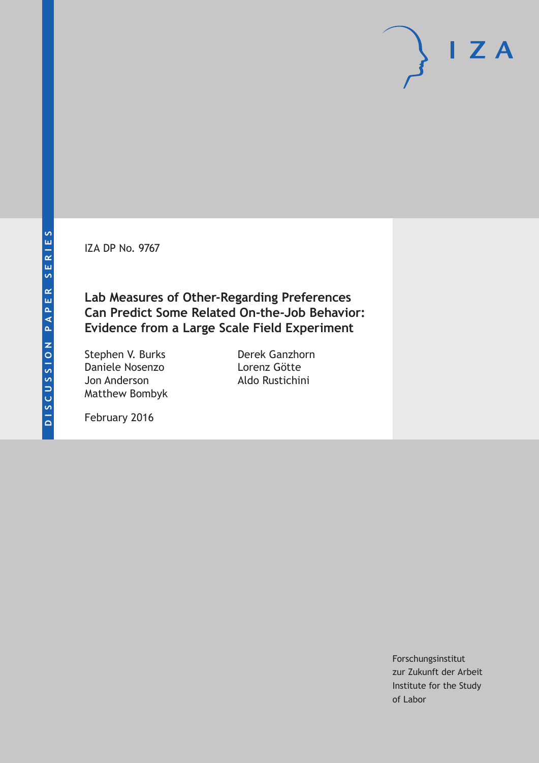IZA DP No. 9767

# Lab Measures of Other-Regarding Preferences Can Predict Some Related On-the-Job Behavior: Evidence from a Large Scale Field Experiment

Stephen V. Burks
Daniele Nosenzo
Jon Anderson
Matthew Bombyk
Derek Ganzhorn
Lorenz Götte
Aldo Rustichini

February 2016

Forschungsinstitut
zur Zukunft der Arbeit
Institute for the Study
of Labor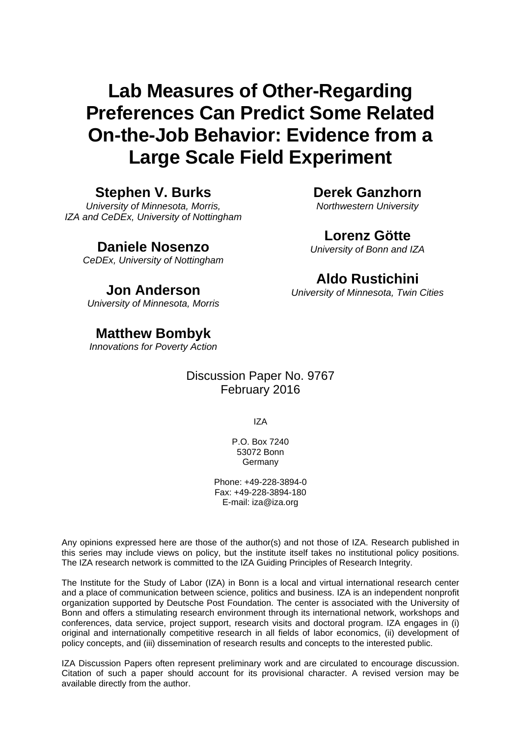# Lab Measures of Other-Regarding Preferences Can Predict Some Related On-the-Job Behavior: Evidence from a Large Scale Field Experiment

**Stephen V. Burks**
*University of Minnesota, Morris, IZA and CeDEx, University of Nottingham*

**Derek Ganzhorn**
*Northwestern University*

**Lorenz Götte**
*University of Bonn and IZA*

**Daniele Nosenzo**
*CeDEx, University of Nottingham*

**Aldo Rustichini**
*University of Minnesota, Twin Cities*

**Jon Anderson**
*University of Minnesota, Morris*

**Matthew Bombyk**
*Innovations for Poverty Action*

Discussion Paper No. 9767
February 2016

IZA

P.O. Box 7240
53072 Bonn
Germany

Phone: +49-228-3894-0
Fax: +49-228-3894-180
E-mail: iza@iza.org

Any opinions expressed here are those of the author(s) and not those of IZA. Research published in this series may include views on policy, but the institute itself takes no institutional policy positions. The IZA research network is committed to the IZA Guiding Principles of Research Integrity.

The Institute for the Study of Labor (IZA) in Bonn is a local and virtual international research center and a place of communication between science, politics and business. IZA is an independent nonprofit organization supported by Deutsche Post Foundation. The center is associated with the University of Bonn and offers a stimulating research environment through its international network, workshops and conferences, data service, project support, research visits and doctoral program. IZA engages in (i) original and internationally competitive research in all fields of labor economics, (ii) development of policy concepts, and (iii) dissemination of research results and concepts to the interested public.

IZA Discussion Papers often represent preliminary work and are circulated to encourage discussion. Citation of such a paper should account for its provisional character. A revised version may be available directly from the author.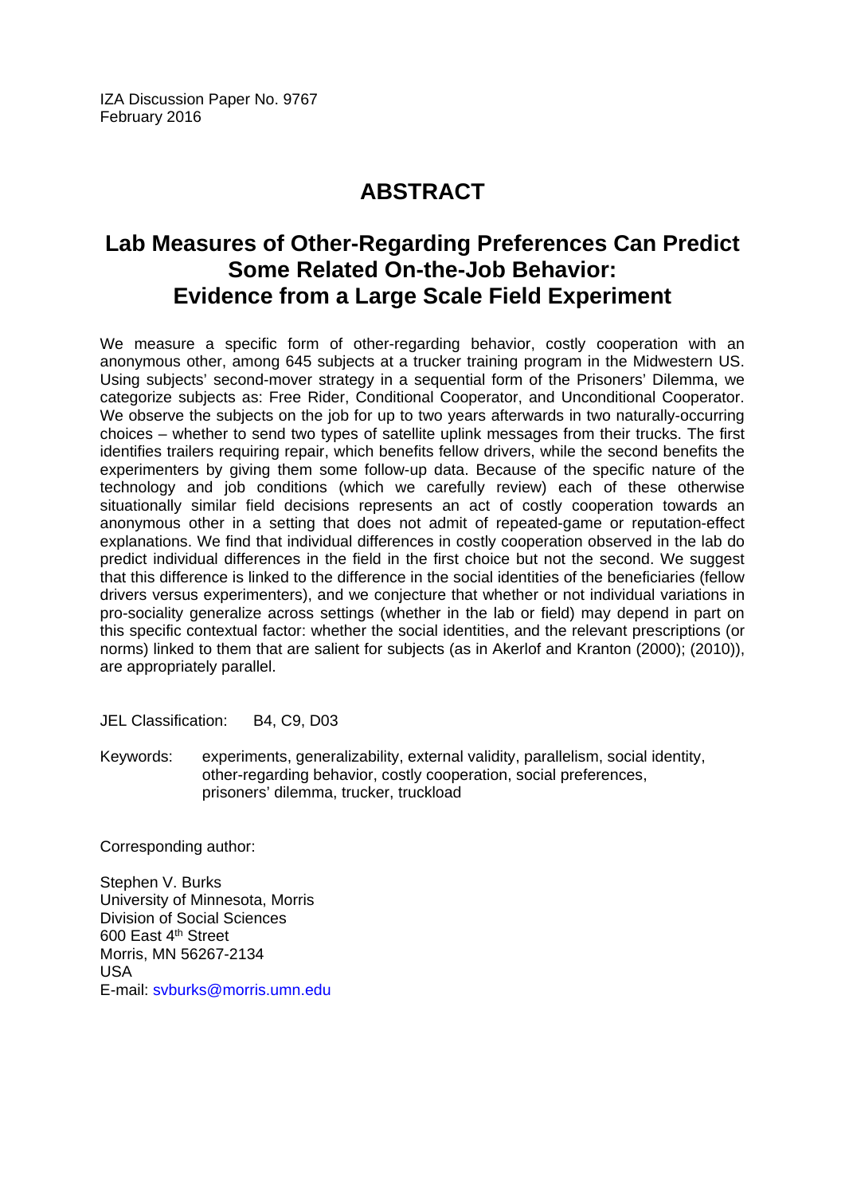IZA Discussion Paper No. 9767
February 2016

# ABSTRACT

## Lab Measures of Other-Regarding Preferences Can Predict Some Related On-the-Job Behavior: Evidence from a Large Scale Field Experiment

We measure a specific form of other-regarding behavior, costly cooperation with an anonymous other, among 645 subjects at a trucker training program in the Midwestern US. Using subjects' second-mover strategy in a sequential form of the Prisoners' Dilemma, we categorize subjects as: Free Rider, Conditional Cooperator, and Unconditional Cooperator. We observe the subjects on the job for up to two years afterwards in two naturally-occurring choices – whether to send two types of satellite uplink messages from their trucks. The first identifies trailers requiring repair, which benefits fellow drivers, while the second benefits the experimenters by giving them some follow-up data. Because of the specific nature of the technology and job conditions (which we carefully review) each of these otherwise situationally similar field decisions represents an act of costly cooperation towards an anonymous other in a setting that does not admit of repeated-game or reputation-effect explanations. We find that individual differences in costly cooperation observed in the lab do predict individual differences in the field in the first choice but not the second. We suggest that this difference is linked to the difference in the social identities of the beneficiaries (fellow drivers versus experimenters), and we conjecture that whether or not individual variations in pro-sociality generalize across settings (whether in the lab or field) may depend in part on this specific contextual factor: whether the social identities, and the relevant prescriptions (or norms) linked to them that are salient for subjects (as in Akerlof and Kranton (2000); (2010)), are appropriately parallel.

JEL Classification: B4, C9, D03

Keywords: experiments, generalizability, external validity, parallelism, social identity, other-regarding behavior, costly cooperation, social preferences, prisoners' dilemma, trucker, truckload

Corresponding author:

Stephen V. Burks
University of Minnesota, Morris
Division of Social Sciences
600 East 4th Street
Morris, MN 56267-2134
USA
E-mail: svburks@morris.umn.edu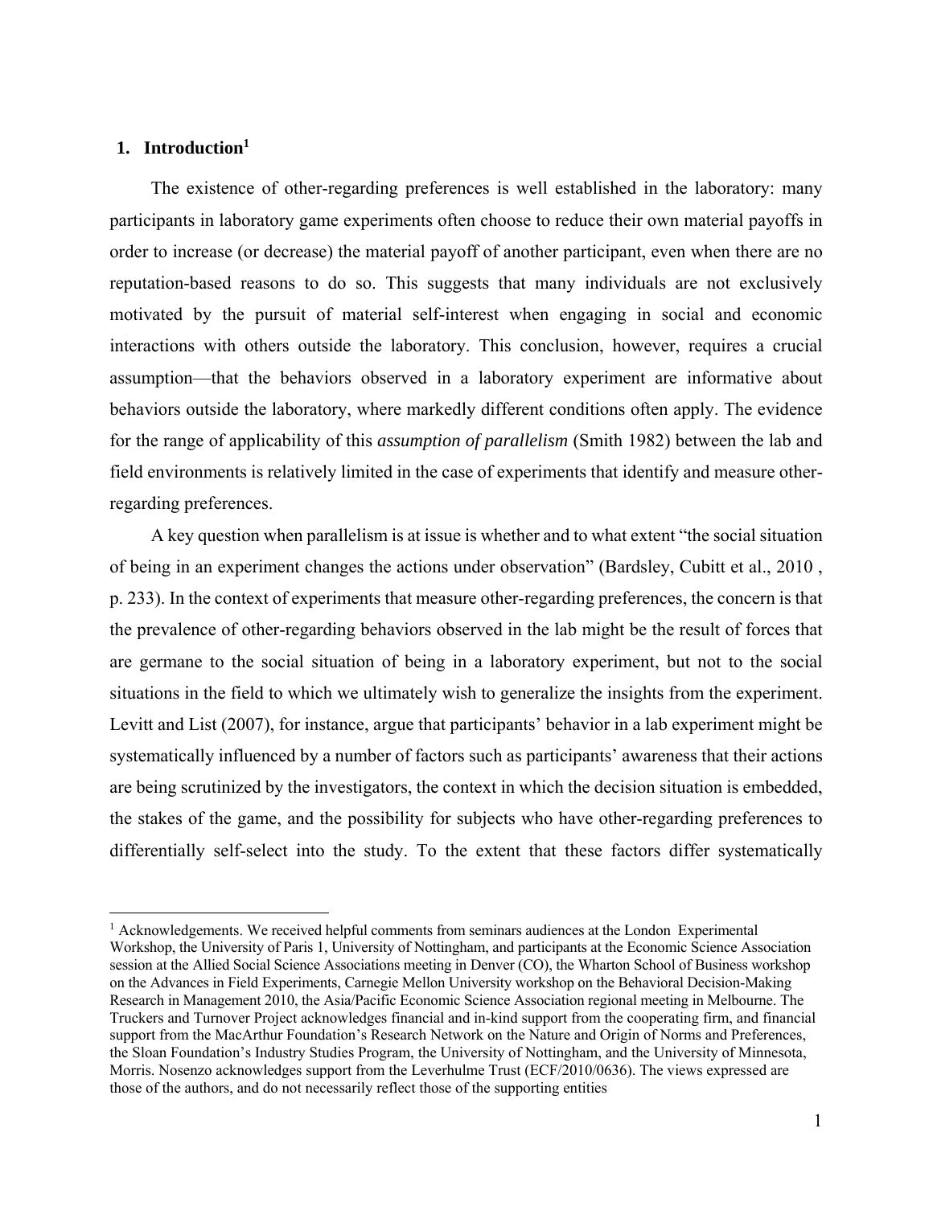## 1. Introduction[1]

The existence of other-regarding preferences is well established in the laboratory: many participants in laboratory game experiments often choose to reduce their own material payoffs in order to increase (or decrease) the material payoff of another participant, even when there are no reputation-based reasons to do so. This suggests that many individuals are not exclusively motivated by the pursuit of material self-interest when engaging in social and economic interactions with others outside the laboratory. This conclusion, however, requires a crucial assumption—that the behaviors observed in a laboratory experiment are informative about behaviors outside the laboratory, where markedly different conditions often apply. The evidence for the range of applicability of this *assumption of parallelism* (Smith 1982) between the lab and field environments is relatively limited in the case of experiments that identify and measure other-regarding preferences.

A key question when parallelism is at issue is whether and to what extent "the social situation of being in an experiment changes the actions under observation" (Bardsley, Cubitt et al., 2010 , p. 233). In the context of experiments that measure other-regarding preferences, the concern is that the prevalence of other-regarding behaviors observed in the lab might be the result of forces that are germane to the social situation of being in a laboratory experiment, but not to the social situations in the field to which we ultimately wish to generalize the insights from the experiment. Levitt and List (2007), for instance, argue that participants' behavior in a lab experiment might be systematically influenced by a number of factors such as participants' awareness that their actions are being scrutinized by the investigators, the context in which the decision situation is embedded, the stakes of the game, and the possibility for subjects who have other-regarding preferences to differentially self-select into the study. To the extent that these factors differ systematically

[1] Acknowledgements. We received helpful comments from seminars audiences at the London Experimental Workshop, the University of Paris 1, University of Nottingham, and participants at the Economic Science Association session at the Allied Social Science Associations meeting in Denver (CO), the Wharton School of Business workshop on the Advances in Field Experiments, Carnegie Mellon University workshop on the Behavioral Decision-Making Research in Management 2010, the Asia/Pacific Economic Science Association regional meeting in Melbourne. The Truckers and Turnover Project acknowledges financial and in-kind support from the cooperating firm, and financial support from the MacArthur Foundation's Research Network on the Nature and Origin of Norms and Preferences, the Sloan Foundation's Industry Studies Program, the University of Nottingham, and the University of Minnesota, Morris. Nosenzo acknowledges support from the Leverhulme Trust (ECF/2010/0636). The views expressed are those of the authors, and do not necessarily reflect those of the supporting entities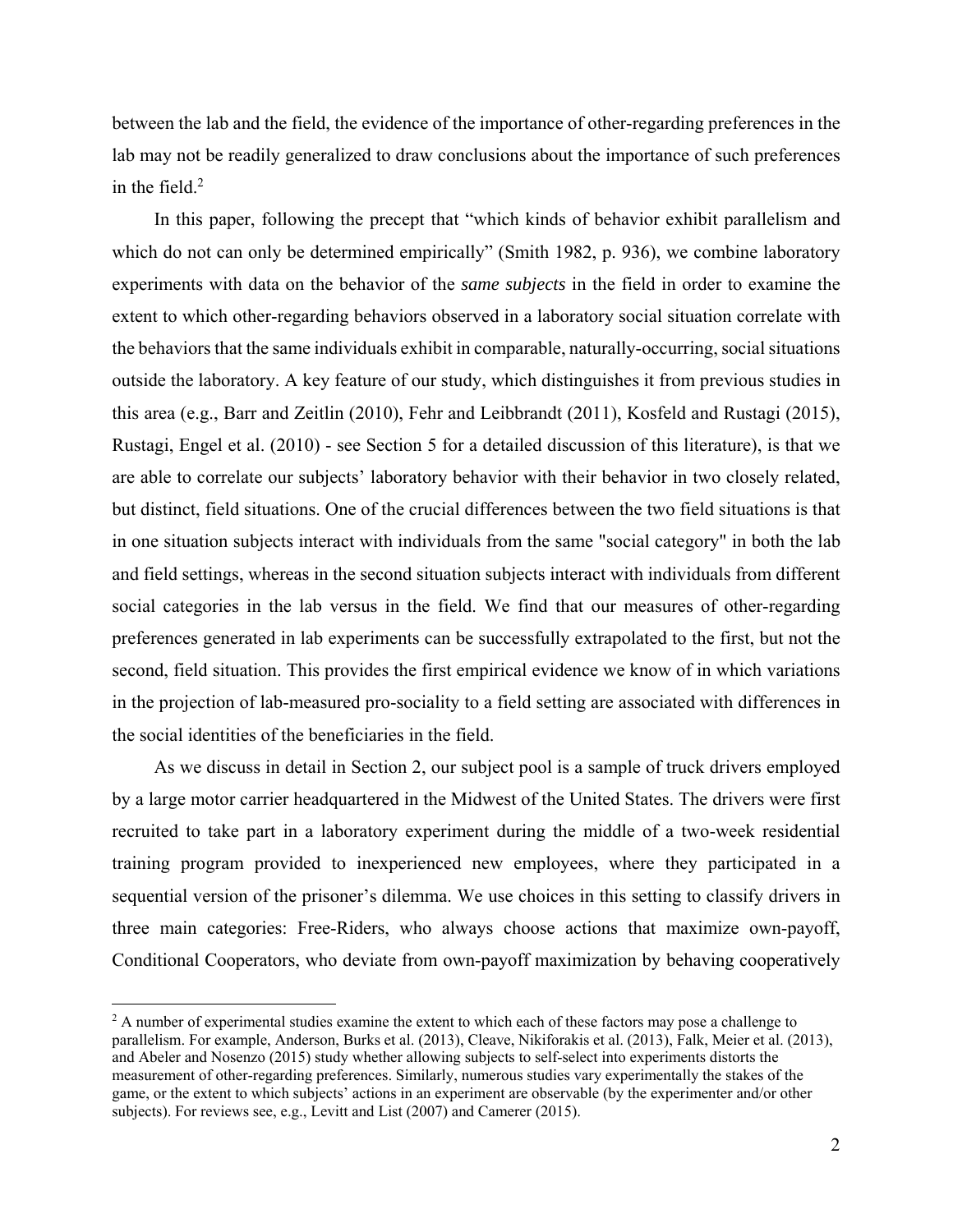between the lab and the field, the evidence of the importance of other-regarding preferences in the lab may not be readily generalized to draw conclusions about the importance of such preferences in the field.[2]

In this paper, following the precept that "which kinds of behavior exhibit parallelism and which do not can only be determined empirically" (Smith 1982, p. 936), we combine laboratory experiments with data on the behavior of the *same subjects* in the field in order to examine the extent to which other-regarding behaviors observed in a laboratory social situation correlate with the behaviors that the same individuals exhibit in comparable, naturally-occurring, social situations outside the laboratory. A key feature of our study, which distinguishes it from previous studies in this area (e.g., Barr and Zeitlin (2010), Fehr and Leibbrandt (2011), Kosfeld and Rustagi (2015), Rustagi, Engel et al. (2010) - see Section 5 for a detailed discussion of this literature), is that we are able to correlate our subjects' laboratory behavior with their behavior in two closely related, but distinct, field situations. One of the crucial differences between the two field situations is that in one situation subjects interact with individuals from the same "social category" in both the lab and field settings, whereas in the second situation subjects interact with individuals from different social categories in the lab versus in the field. We find that our measures of other-regarding preferences generated in lab experiments can be successfully extrapolated to the first, but not the second, field situation. This provides the first empirical evidence we know of in which variations in the projection of lab-measured pro-sociality to a field setting are associated with differences in the social identities of the beneficiaries in the field.

As we discuss in detail in Section 2, our subject pool is a sample of truck drivers employed by a large motor carrier headquartered in the Midwest of the United States. The drivers were first recruited to take part in a laboratory experiment during the middle of a two-week residential training program provided to inexperienced new employees, where they participated in a sequential version of the prisoner's dilemma. We use choices in this setting to classify drivers in three main categories: Free-Riders, who always choose actions that maximize own-payoff, Conditional Cooperators, who deviate from own-payoff maximization by behaving cooperatively

[2] A number of experimental studies examine the extent to which each of these factors may pose a challenge to parallelism. For example, Anderson, Burks et al. (2013), Cleave, Nikiforakis et al. (2013), Falk, Meier et al. (2013), and Abeler and Nosenzo (2015) study whether allowing subjects to self-select into experiments distorts the measurement of other-regarding preferences. Similarly, numerous studies vary experimentally the stakes of the game, or the extent to which subjects' actions in an experiment are observable (by the experimenter and/or other subjects). For reviews see, e.g., Levitt and List (2007) and Camerer (2015).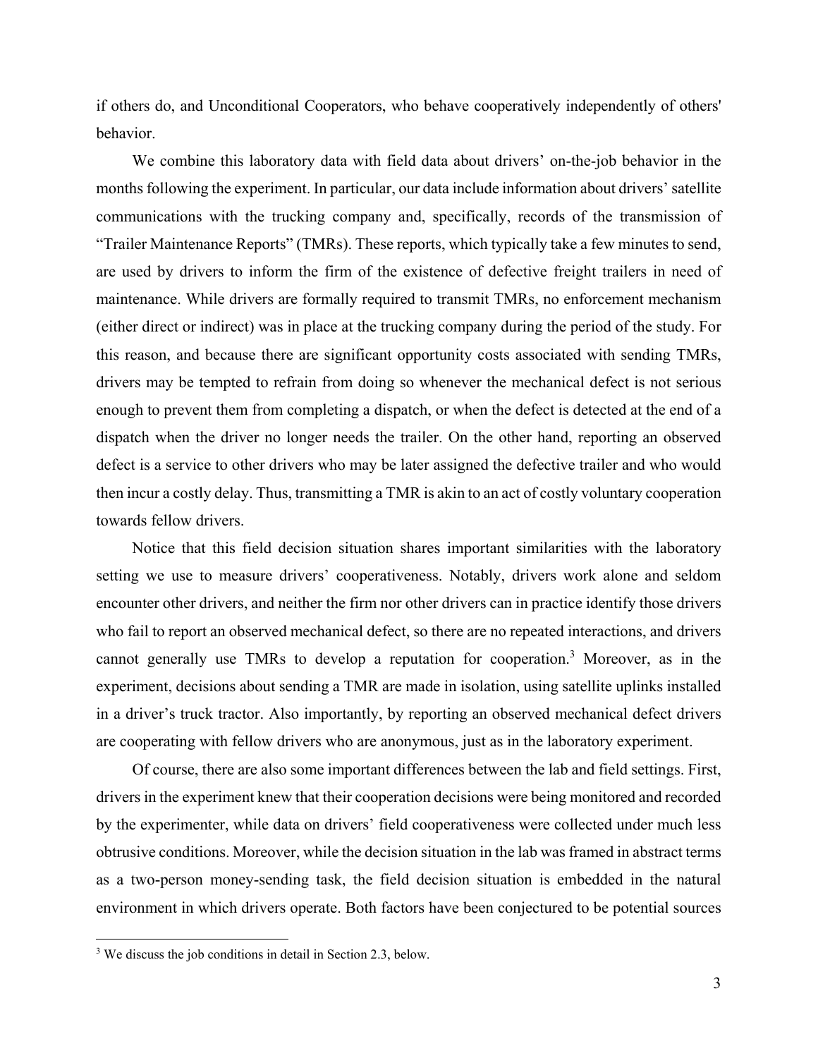if others do, and Unconditional Cooperators, who behave cooperatively independently of others' behavior.

We combine this laboratory data with field data about drivers' on-the-job behavior in the months following the experiment. In particular, our data include information about drivers' satellite communications with the trucking company and, specifically, records of the transmission of "Trailer Maintenance Reports" (TMRs). These reports, which typically take a few minutes to send, are used by drivers to inform the firm of the existence of defective freight trailers in need of maintenance. While drivers are formally required to transmit TMRs, no enforcement mechanism (either direct or indirect) was in place at the trucking company during the period of the study. For this reason, and because there are significant opportunity costs associated with sending TMRs, drivers may be tempted to refrain from doing so whenever the mechanical defect is not serious enough to prevent them from completing a dispatch, or when the defect is detected at the end of a dispatch when the driver no longer needs the trailer. On the other hand, reporting an observed defect is a service to other drivers who may be later assigned the defective trailer and who would then incur a costly delay. Thus, transmitting a TMR is akin to an act of costly voluntary cooperation towards fellow drivers.

Notice that this field decision situation shares important similarities with the laboratory setting we use to measure drivers' cooperativeness. Notably, drivers work alone and seldom encounter other drivers, and neither the firm nor other drivers can in practice identify those drivers who fail to report an observed mechanical defect, so there are no repeated interactions, and drivers cannot generally use TMRs to develop a reputation for cooperation.[3] Moreover, as in the experiment, decisions about sending a TMR are made in isolation, using satellite uplinks installed in a driver's truck tractor. Also importantly, by reporting an observed mechanical defect drivers are cooperating with fellow drivers who are anonymous, just as in the laboratory experiment.

Of course, there are also some important differences between the lab and field settings. First, drivers in the experiment knew that their cooperation decisions were being monitored and recorded by the experimenter, while data on drivers' field cooperativeness were collected under much less obtrusive conditions. Moreover, while the decision situation in the lab was framed in abstract terms as a two-person money-sending task, the field decision situation is embedded in the natural environment in which drivers operate. Both factors have been conjectured to be potential sources

[3] We discuss the job conditions in detail in Section 2.3, below.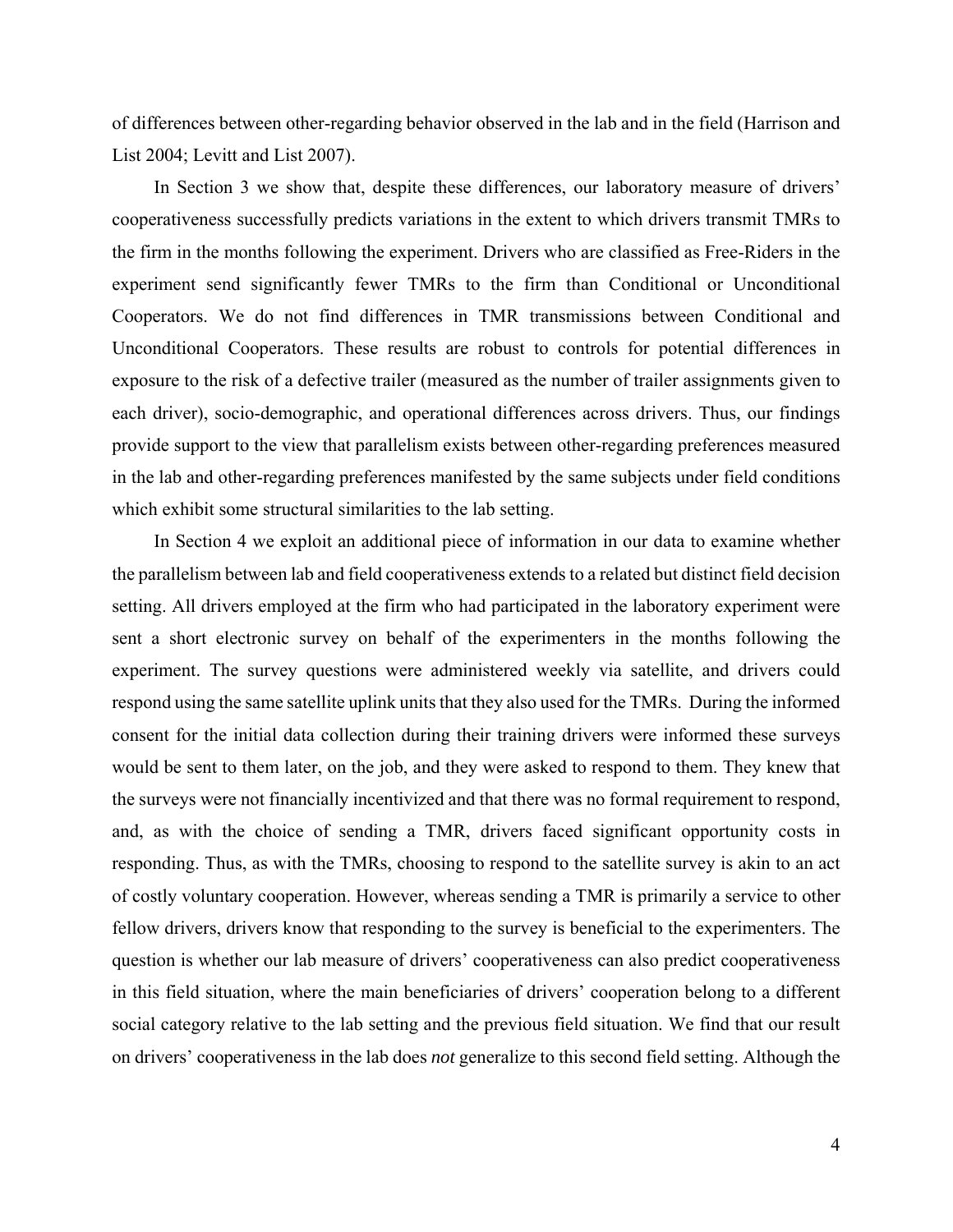of differences between other-regarding behavior observed in the lab and in the field (Harrison and List 2004; Levitt and List 2007).

In Section 3 we show that, despite these differences, our laboratory measure of drivers' cooperativeness successfully predicts variations in the extent to which drivers transmit TMRs to the firm in the months following the experiment. Drivers who are classified as Free-Riders in the experiment send significantly fewer TMRs to the firm than Conditional or Unconditional Cooperators. We do not find differences in TMR transmissions between Conditional and Unconditional Cooperators. These results are robust to controls for potential differences in exposure to the risk of a defective trailer (measured as the number of trailer assignments given to each driver), socio-demographic, and operational differences across drivers. Thus, our findings provide support to the view that parallelism exists between other-regarding preferences measured in the lab and other-regarding preferences manifested by the same subjects under field conditions which exhibit some structural similarities to the lab setting.

In Section 4 we exploit an additional piece of information in our data to examine whether the parallelism between lab and field cooperativeness extends to a related but distinct field decision setting. All drivers employed at the firm who had participated in the laboratory experiment were sent a short electronic survey on behalf of the experimenters in the months following the experiment. The survey questions were administered weekly via satellite, and drivers could respond using the same satellite uplink units that they also used for the TMRs. During the informed consent for the initial data collection during their training drivers were informed these surveys would be sent to them later, on the job, and they were asked to respond to them. They knew that the surveys were not financially incentivized and that there was no formal requirement to respond, and, as with the choice of sending a TMR, drivers faced significant opportunity costs in responding. Thus, as with the TMRs, choosing to respond to the satellite survey is akin to an act of costly voluntary cooperation. However, whereas sending a TMR is primarily a service to other fellow drivers, drivers know that responding to the survey is beneficial to the experimenters. The question is whether our lab measure of drivers' cooperativeness can also predict cooperativeness in this field situation, where the main beneficiaries of drivers' cooperation belong to a different social category relative to the lab setting and the previous field situation. We find that our result on drivers' cooperativeness in the lab does *not* generalize to this second field setting. Although the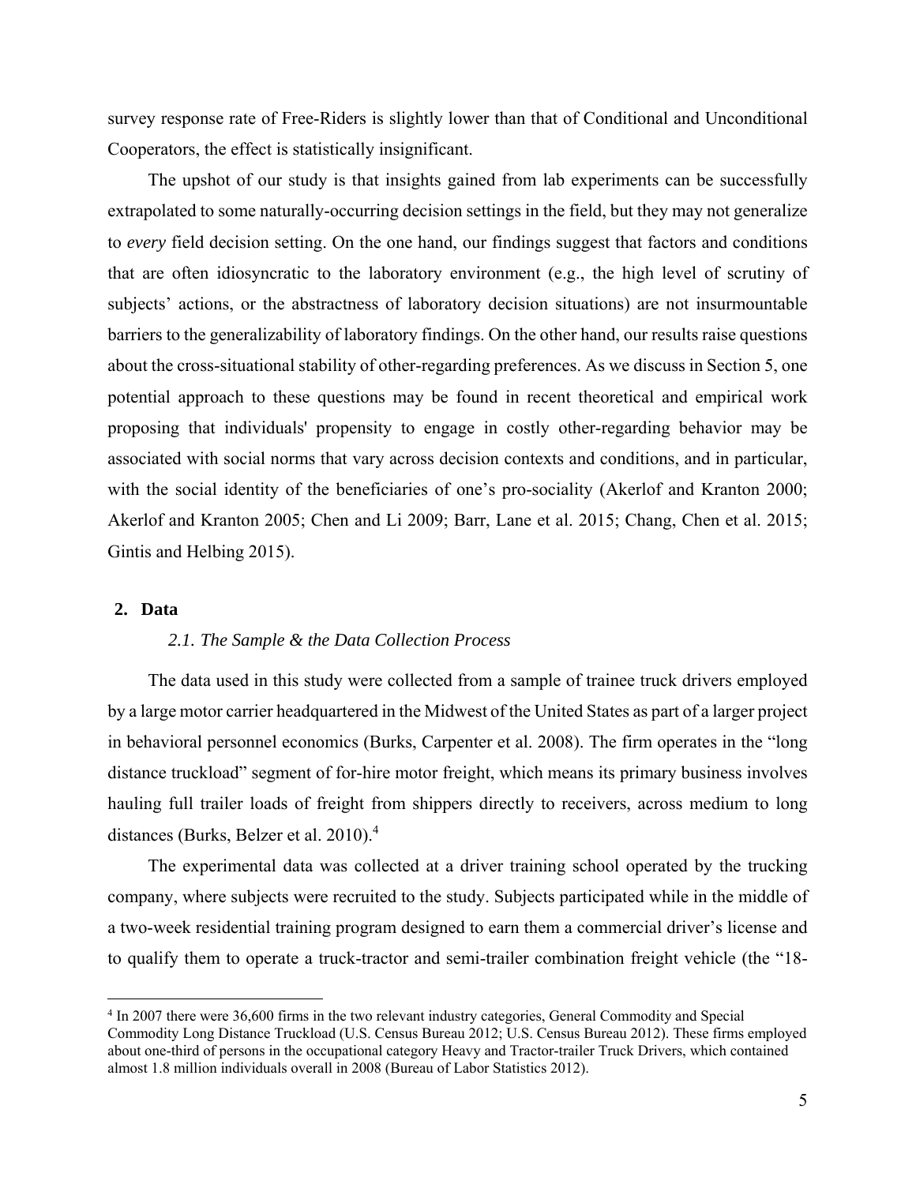survey response rate of Free-Riders is slightly lower than that of Conditional and Unconditional Cooperators, the effect is statistically insignificant.

The upshot of our study is that insights gained from lab experiments can be successfully extrapolated to some naturally-occurring decision settings in the field, but they may not generalize to *every* field decision setting. On the one hand, our findings suggest that factors and conditions that are often idiosyncratic to the laboratory environment (e.g., the high level of scrutiny of subjects' actions, or the abstractness of laboratory decision situations) are not insurmountable barriers to the generalizability of laboratory findings. On the other hand, our results raise questions about the cross-situational stability of other-regarding preferences. As we discuss in Section 5, one potential approach to these questions may be found in recent theoretical and empirical work proposing that individuals' propensity to engage in costly other-regarding behavior may be associated with social norms that vary across decision contexts and conditions, and in particular, with the social identity of the beneficiaries of one's pro-sociality (Akerlof and Kranton 2000; Akerlof and Kranton 2005; Chen and Li 2009; Barr, Lane et al. 2015; Chang, Chen et al. 2015; Gintis and Helbing 2015).

## 2. Data

### *2.1. The Sample & the Data Collection Process*

The data used in this study were collected from a sample of trainee truck drivers employed by a large motor carrier headquartered in the Midwest of the United States as part of a larger project in behavioral personnel economics (Burks, Carpenter et al. 2008). The firm operates in the "long distance truckload" segment of for-hire motor freight, which means its primary business involves hauling full trailer loads of freight from shippers directly to receivers, across medium to long distances (Burks, Belzer et al. 2010).[4]

The experimental data was collected at a driver training school operated by the trucking company, where subjects were recruited to the study. Subjects participated while in the middle of a two-week residential training program designed to earn them a commercial driver's license and to qualify them to operate a truck-tractor and semi-trailer combination freight vehicle (the "18-

[4] In 2007 there were 36,600 firms in the two relevant industry categories, General Commodity and Special Commodity Long Distance Truckload (U.S. Census Bureau 2012; U.S. Census Bureau 2012). These firms employed about one-third of persons in the occupational category Heavy and Tractor-trailer Truck Drivers, which contained almost 1.8 million individuals overall in 2008 (Bureau of Labor Statistics 2012).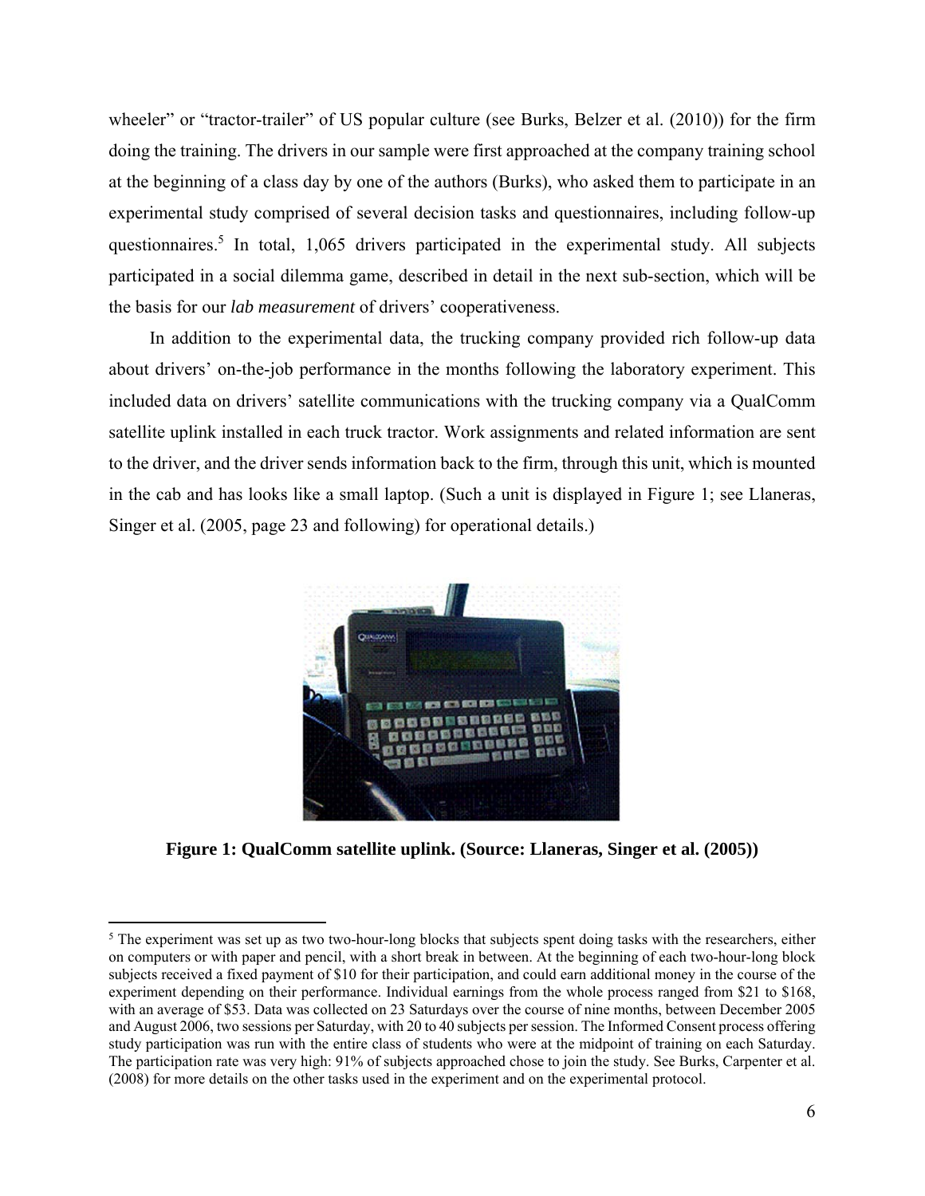wheeler" or "tractor-trailer" of US popular culture (see Burks, Belzer et al. (2010)) for the firm doing the training. The drivers in our sample were first approached at the company training school at the beginning of a class day by one of the authors (Burks), who asked them to participate in an experimental study comprised of several decision tasks and questionnaires, including follow-up questionnaires.[5] In total, 1,065 drivers participated in the experimental study. All subjects participated in a social dilemma game, described in detail in the next sub-section, which will be the basis for our *lab measurement* of drivers' cooperativeness.

In addition to the experimental data, the trucking company provided rich follow-up data about drivers' on-the-job performance in the months following the laboratory experiment. This included data on drivers' satellite communications with the trucking company via a QualComm satellite uplink installed in each truck tractor. Work assignments and related information are sent to the driver, and the driver sends information back to the firm, through this unit, which is mounted in the cab and has looks like a small laptop. (Such a unit is displayed in Figure 1; see Llaneras, Singer et al. (2005, page 23 and following) for operational details.)

**Figure 1: QualComm satellite uplink. (Source: Llaneras, Singer et al. (2005))**

[5] The experiment was set up as two two-hour-long blocks that subjects spent doing tasks with the researchers, either on computers or with paper and pencil, with a short break in between. At the beginning of each two-hour-long block subjects received a fixed payment of $10 for their participation, and could earn additional money in the course of the experiment depending on their performance. Individual earnings from the whole process ranged from $21 to $168, with an average of $53. Data was collected on 23 Saturdays over the course of nine months, between December 2005 and August 2006, two sessions per Saturday, with 20 to 40 subjects per session. The Informed Consent process offering study participation was run with the entire class of students who were at the midpoint of training on each Saturday. The participation rate was very high: 91% of subjects approached chose to join the study. See Burks, Carpenter et al. (2008) for more details on the other tasks used in the experiment and on the experimental protocol.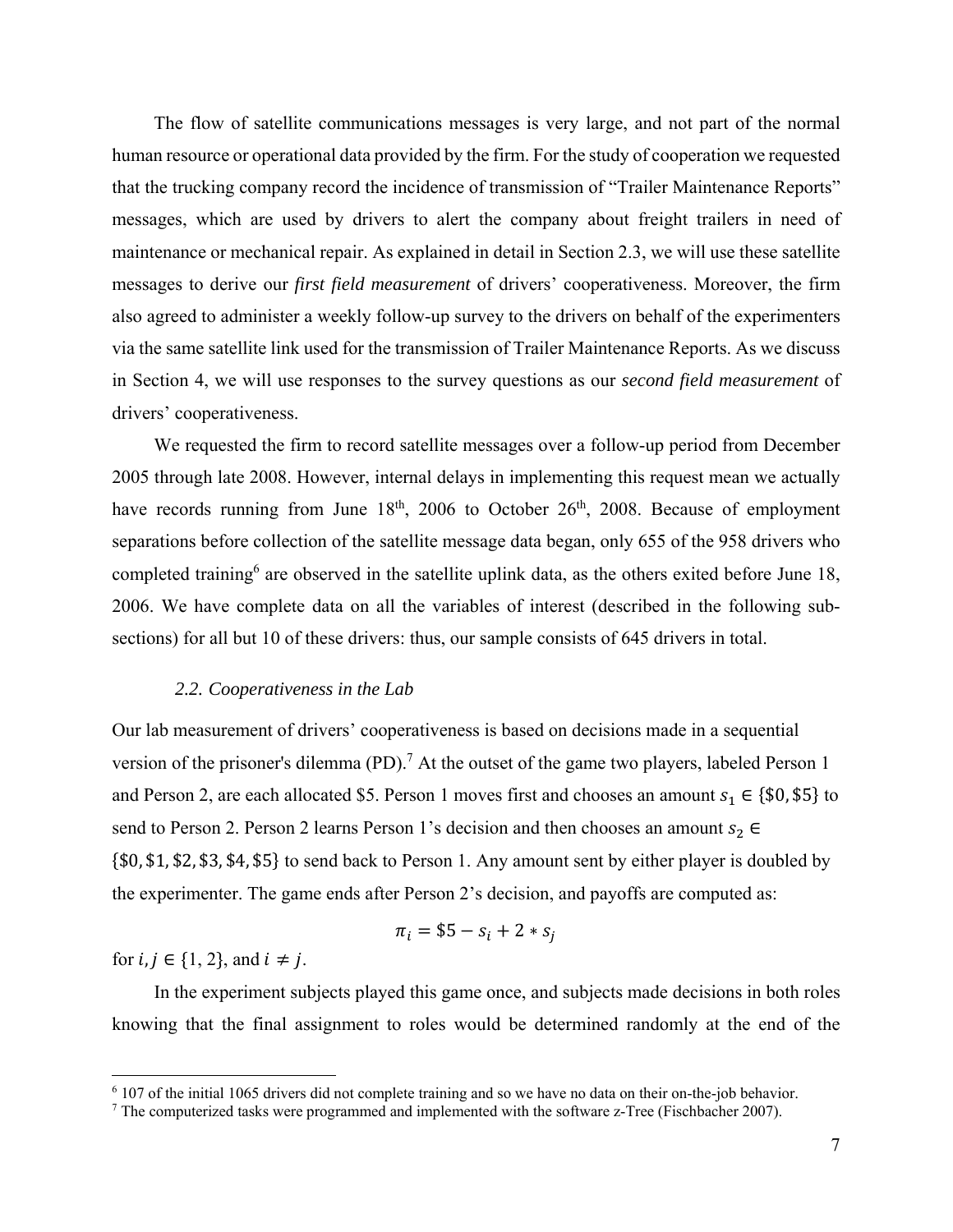The flow of satellite communications messages is very large, and not part of the normal human resource or operational data provided by the firm. For the study of cooperation we requested that the trucking company record the incidence of transmission of "Trailer Maintenance Reports" messages, which are used by drivers to alert the company about freight trailers in need of maintenance or mechanical repair. As explained in detail in Section 2.3, we will use these satellite messages to derive our *first field measurement* of drivers' cooperativeness. Moreover, the firm also agreed to administer a weekly follow-up survey to the drivers on behalf of the experimenters via the same satellite link used for the transmission of Trailer Maintenance Reports. As we discuss in Section 4, we will use responses to the survey questions as our *second field measurement* of drivers' cooperativeness.

We requested the firm to record satellite messages over a follow-up period from December 2005 through late 2008. However, internal delays in implementing this request mean we actually have records running from June 18th, 2006 to October 26th, 2008. Because of employment separations before collection of the satellite message data began, only 655 of the 958 drivers who completed training[6] are observed in the satellite uplink data, as the others exited before June 18, 2006. We have complete data on all the variables of interest (described in the following sub-sections) for all but 10 of these drivers: thus, our sample consists of 645 drivers in total.

### *2.2. Cooperativeness in the Lab*

Our lab measurement of drivers' cooperativeness is based on decisions made in a sequential version of the prisoner's dilemma (PD).[7] At the outset of the game two players, labeled Person 1 and Person 2, are each allocated \$5. Person 1 moves first and chooses an amount $s_1 \in \{\$0, \$5\}$ to send to Person 2. Person 2 learns Person 1's decision and then chooses an amount $s_2 \in \{\$0, \$1, \$2, \$3, \$4, \$5\}$ to send back to Person 1. Any amount sent by either player is doubled by the experimenter. The game ends after Person 2's decision, and payoffs are computed as:

$$\pi_i = \$5 - s_i + 2 * s_j$$

for $i, j \in \{1, 2\}$, and $i \neq j$.

In the experiment subjects played this game once, and subjects made decisions in both roles knowing that the final assignment to roles would be determined randomly at the end of the

---

[6] 107 of the initial 1065 drivers did not complete training and so we have no data on their on-the-job behavior.

[7] The computerized tasks were programmed and implemented with the software z-Tree (Fischbacher 2007).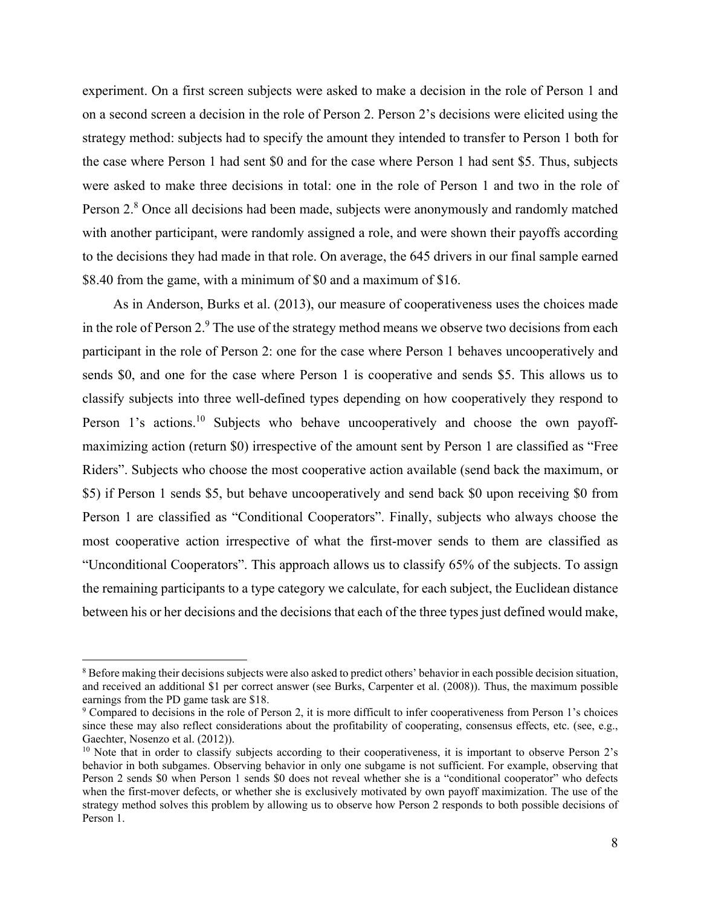experiment. On a first screen subjects were asked to make a decision in the role of Person 1 and on a second screen a decision in the role of Person 2. Person 2's decisions were elicited using the strategy method: subjects had to specify the amount they intended to transfer to Person 1 both for the case where Person 1 had sent \$0 and for the case where Person 1 had sent \$5. Thus, subjects were asked to make three decisions in total: one in the role of Person 1 and two in the role of Person 2.[8] Once all decisions had been made, subjects were anonymously and randomly matched with another participant, were randomly assigned a role, and were shown their payoffs according to the decisions they had made in that role. On average, the 645 drivers in our final sample earned \$8.40 from the game, with a minimum of \$0 and a maximum of \$16.

As in Anderson, Burks et al. (2013), our measure of cooperativeness uses the choices made in the role of Person 2.[9] The use of the strategy method means we observe two decisions from each participant in the role of Person 2: one for the case where Person 1 behaves uncooperatively and sends \$0, and one for the case where Person 1 is cooperative and sends \$5. This allows us to classify subjects into three well-defined types depending on how cooperatively they respond to Person 1's actions.[10] Subjects who behave uncooperatively and choose the own payoff-maximizing action (return \$0) irrespective of the amount sent by Person 1 are classified as "Free Riders". Subjects who choose the most cooperative action available (send back the maximum, or \$5) if Person 1 sends \$5, but behave uncooperatively and send back \$0 upon receiving \$0 from Person 1 are classified as "Conditional Cooperators". Finally, subjects who always choose the most cooperative action irrespective of what the first-mover sends to them are classified as "Unconditional Cooperators". This approach allows us to classify 65% of the subjects. To assign the remaining participants to a type category we calculate, for each subject, the Euclidean distance between his or her decisions and the decisions that each of the three types just defined would make,

---

[8] Before making their decisions subjects were also asked to predict others' behavior in each possible decision situation, and received an additional \$1 per correct answer (see Burks, Carpenter et al. (2008)). Thus, the maximum possible earnings from the PD game task are \$18.

[9] Compared to decisions in the role of Person 2, it is more difficult to infer cooperativeness from Person 1's choices since these may also reflect considerations about the profitability of cooperating, consensus effects, etc. (see, e.g., Gaechter, Nosenzo et al. (2012)).

[10] Note that in order to classify subjects according to their cooperativeness, it is important to observe Person 2's behavior in both subgames. Observing behavior in only one subgame is not sufficient. For example, observing that Person 2 sends \$0 when Person 1 sends \$0 does not reveal whether she is a "conditional cooperator" who defects when the first-mover defects, or whether she is exclusively motivated by own payoff maximization. The use of the strategy method solves this problem by allowing us to observe how Person 2 responds to both possible decisions of Person 1.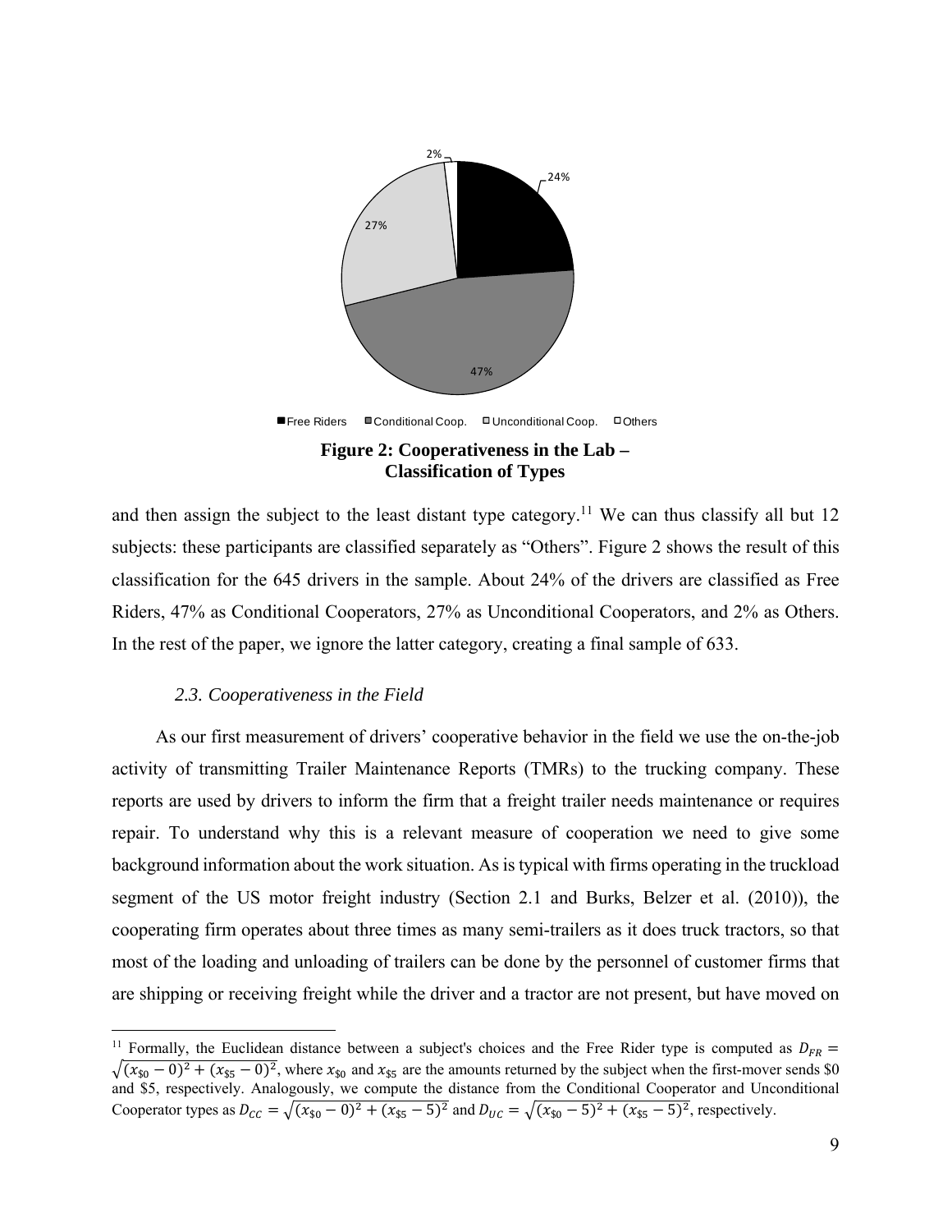Figure 2: Cooperativeness in the Lab – Classification of Types

and then assign the subject to the least distant type category.[11] We can thus classify all but 12 subjects: these participants are classified separately as “Others”. Figure 2 shows the result of this classification for the 645 drivers in the sample. About 24% of the drivers are classified as Free Riders, 47% as Conditional Cooperators, 27% as Unconditional Cooperators, and 2% as Others. In the rest of the paper, we ignore the latter category, creating a final sample of 633.

### *2.3. Cooperativeness in the Field*

As our first measurement of drivers’ cooperative behavior in the field we use the on-the-job activity of transmitting Trailer Maintenance Reports (TMRs) to the trucking company. These reports are used by drivers to inform the firm that a freight trailer needs maintenance or requires repair. To understand why this is a relevant measure of cooperation we need to give some background information about the work situation. As is typical with firms operating in the truckload segment of the US motor freight industry (Section 2.1 and Burks, Belzer et al. (2010)), the cooperating firm operates about three times as many semi-trailers as it does truck tractors, so that most of the loading and unloading of trailers can be done by the personnel of customer firms that are shipping or receiving freight while the driver and a tractor are not present, but have moved on

---

[11] Formally, the Euclidean distance between a subject's choices and the Free Rider type is computed as $D_{FR} = \sqrt{(x_{\$0} - 0)^2 + (x_{\$5} - 0)^2}$, where $x_{\$0}$ and $x_{\$5}$ are the amounts returned by the subject when the first-mover sends \$0 and \$5, respectively. Analogously, we compute the distance from the Conditional Cooperator and Unconditional Cooperator types as $D_{CC} = \sqrt{(x_{\$0} - 0)^2 + (x_{\$5} - 5)^2}$ and $D_{UC} = \sqrt{(x_{\$0} - 5)^2 + (x_{\$5} - 5)^2}$, respectively.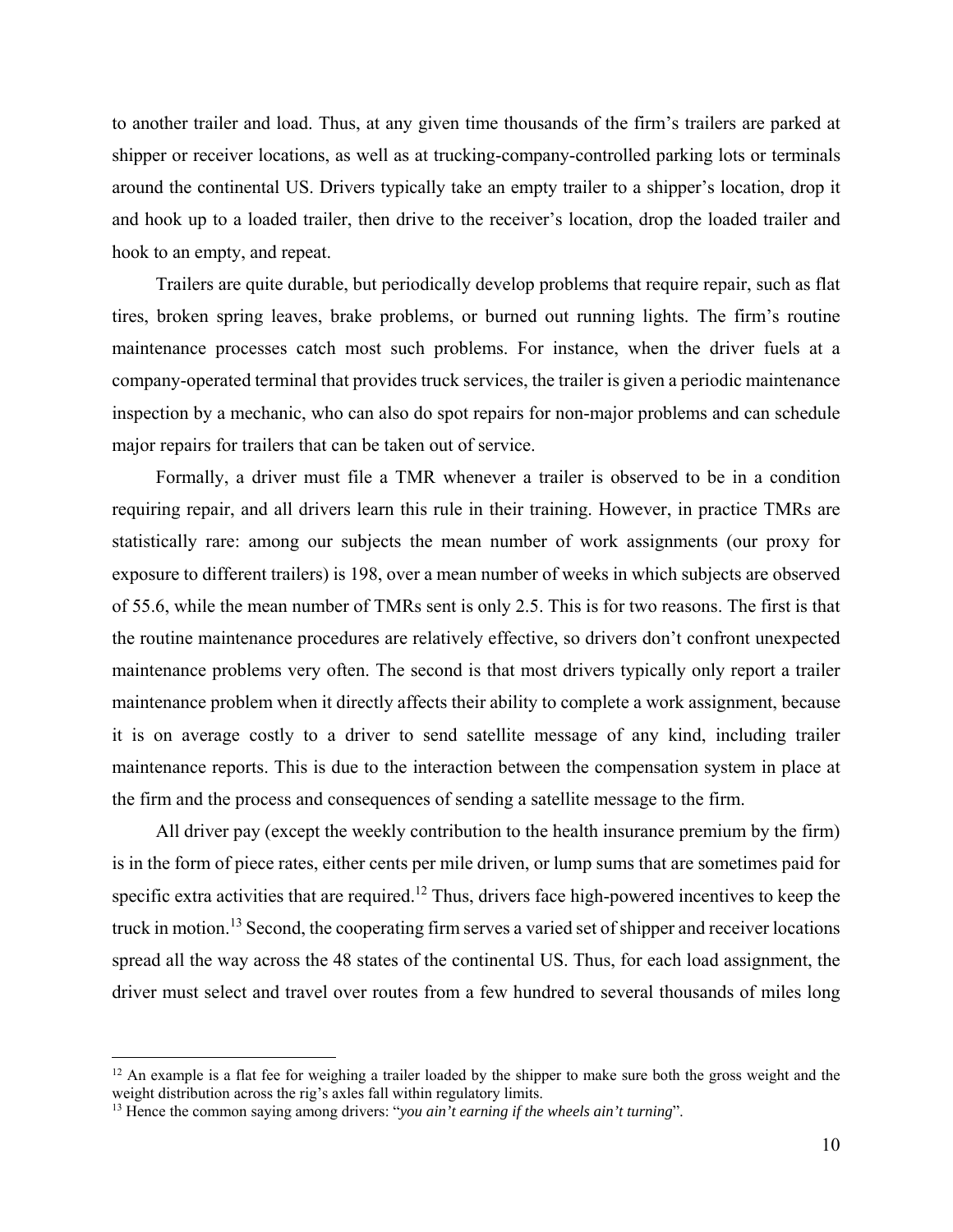to another trailer and load. Thus, at any given time thousands of the firm's trailers are parked at shipper or receiver locations, as well as at trucking-company-controlled parking lots or terminals around the continental US. Drivers typically take an empty trailer to a shipper's location, drop it and hook up to a loaded trailer, then drive to the receiver's location, drop the loaded trailer and hook to an empty, and repeat.

Trailers are quite durable, but periodically develop problems that require repair, such as flat tires, broken spring leaves, brake problems, or burned out running lights. The firm's routine maintenance processes catch most such problems. For instance, when the driver fuels at a company-operated terminal that provides truck services, the trailer is given a periodic maintenance inspection by a mechanic, who can also do spot repairs for non-major problems and can schedule major repairs for trailers that can be taken out of service.

Formally, a driver must file a TMR whenever a trailer is observed to be in a condition requiring repair, and all drivers learn this rule in their training. However, in practice TMRs are statistically rare: among our subjects the mean number of work assignments (our proxy for exposure to different trailers) is 198, over a mean number of weeks in which subjects are observed of 55.6, while the mean number of TMRs sent is only 2.5. This is for two reasons. The first is that the routine maintenance procedures are relatively effective, so drivers don't confront unexpected maintenance problems very often. The second is that most drivers typically only report a trailer maintenance problem when it directly affects their ability to complete a work assignment, because it is on average costly to a driver to send satellite message of any kind, including trailer maintenance reports. This is due to the interaction between the compensation system in place at the firm and the process and consequences of sending a satellite message to the firm.

All driver pay (except the weekly contribution to the health insurance premium by the firm) is in the form of piece rates, either cents per mile driven, or lump sums that are sometimes paid for specific extra activities that are required.[12] Thus, drivers face high-powered incentives to keep the truck in motion.[13] Second, the cooperating firm serves a varied set of shipper and receiver locations spread all the way across the 48 states of the continental US. Thus, for each load assignment, the driver must select and travel over routes from a few hundred to several thousands of miles long

[12] An example is a flat fee for weighing a trailer loaded by the shipper to make sure both the gross weight and the weight distribution across the rig's axles fall within regulatory limits.

[13] Hence the common saying among drivers: "*you ain't earning if the wheels ain't turning*".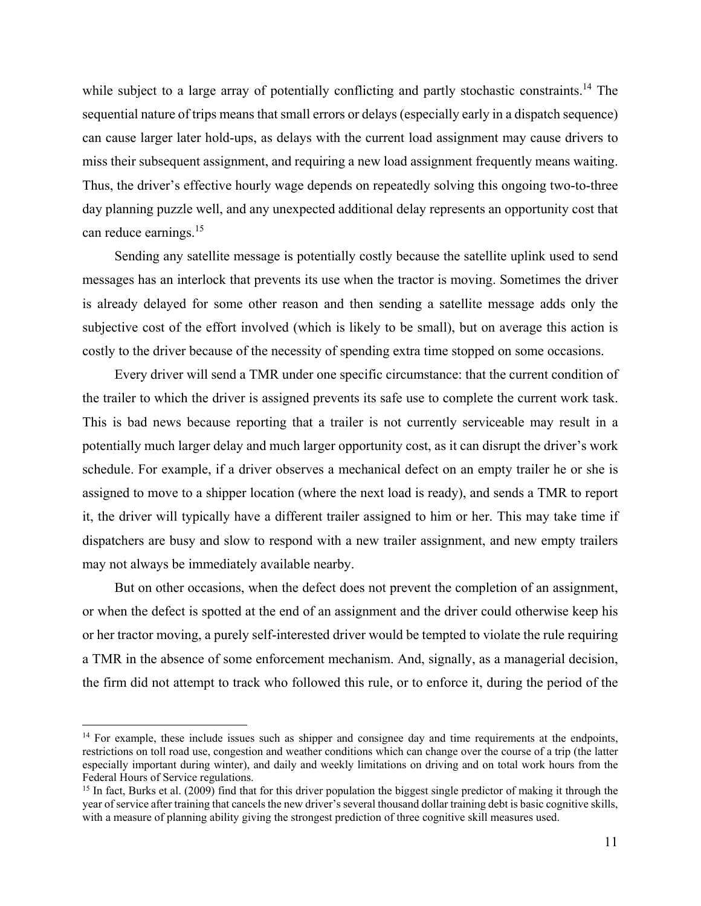while subject to a large array of potentially conflicting and partly stochastic constraints.[14] The sequential nature of trips means that small errors or delays (especially early in a dispatch sequence) can cause larger later hold-ups, as delays with the current load assignment may cause drivers to miss their subsequent assignment, and requiring a new load assignment frequently means waiting. Thus, the driver's effective hourly wage depends on repeatedly solving this ongoing two-to-three day planning puzzle well, and any unexpected additional delay represents an opportunity cost that can reduce earnings.[15]

Sending any satellite message is potentially costly because the satellite uplink used to send messages has an interlock that prevents its use when the tractor is moving. Sometimes the driver is already delayed for some other reason and then sending a satellite message adds only the subjective cost of the effort involved (which is likely to be small), but on average this action is costly to the driver because of the necessity of spending extra time stopped on some occasions.

Every driver will send a TMR under one specific circumstance: that the current condition of the trailer to which the driver is assigned prevents its safe use to complete the current work task. This is bad news because reporting that a trailer is not currently serviceable may result in a potentially much larger delay and much larger opportunity cost, as it can disrupt the driver's work schedule. For example, if a driver observes a mechanical defect on an empty trailer he or she is assigned to move to a shipper location (where the next load is ready), and sends a TMR to report it, the driver will typically have a different trailer assigned to him or her. This may take time if dispatchers are busy and slow to respond with a new trailer assignment, and new empty trailers may not always be immediately available nearby.

But on other occasions, when the defect does not prevent the completion of an assignment, or when the defect is spotted at the end of an assignment and the driver could otherwise keep his or her tractor moving, a purely self-interested driver would be tempted to violate the rule requiring a TMR in the absence of some enforcement mechanism. And, signally, as a managerial decision, the firm did not attempt to track who followed this rule, or to enforce it, during the period of the

[14] For example, these include issues such as shipper and consignee day and time requirements at the endpoints, restrictions on toll road use, congestion and weather conditions which can change over the course of a trip (the latter especially important during winter), and daily and weekly limitations on driving and on total work hours from the Federal Hours of Service regulations.

[15] In fact, Burks et al. (2009) find that for this driver population the biggest single predictor of making it through the year of service after training that cancels the new driver's several thousand dollar training debt is basic cognitive skills, with a measure of planning ability giving the strongest prediction of three cognitive skill measures used.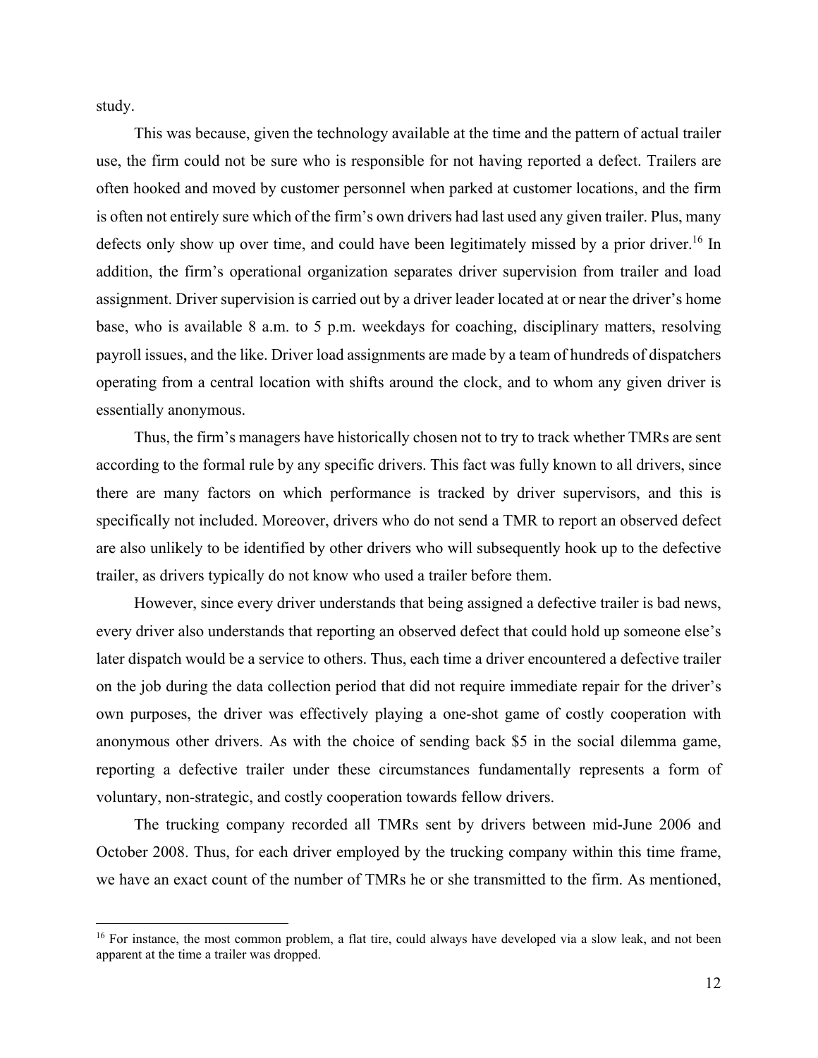study.

This was because, given the technology available at the time and the pattern of actual trailer use, the firm could not be sure who is responsible for not having reported a defect. Trailers are often hooked and moved by customer personnel when parked at customer locations, and the firm is often not entirely sure which of the firm's own drivers had last used any given trailer. Plus, many defects only show up over time, and could have been legitimately missed by a prior driver.[16] In addition, the firm's operational organization separates driver supervision from trailer and load assignment. Driver supervision is carried out by a driver leader located at or near the driver's home base, who is available 8 a.m. to 5 p.m. weekdays for coaching, disciplinary matters, resolving payroll issues, and the like. Driver load assignments are made by a team of hundreds of dispatchers operating from a central location with shifts around the clock, and to whom any given driver is essentially anonymous.

Thus, the firm's managers have historically chosen not to try to track whether TMRs are sent according to the formal rule by any specific drivers. This fact was fully known to all drivers, since there are many factors on which performance is tracked by driver supervisors, and this is specifically not included. Moreover, drivers who do not send a TMR to report an observed defect are also unlikely to be identified by other drivers who will subsequently hook up to the defective trailer, as drivers typically do not know who used a trailer before them.

However, since every driver understands that being assigned a defective trailer is bad news, every driver also understands that reporting an observed defect that could hold up someone else's later dispatch would be a service to others. Thus, each time a driver encountered a defective trailer on the job during the data collection period that did not require immediate repair for the driver's own purposes, the driver was effectively playing a one-shot game of costly cooperation with anonymous other drivers. As with the choice of sending back $5 in the social dilemma game, reporting a defective trailer under these circumstances fundamentally represents a form of voluntary, non-strategic, and costly cooperation towards fellow drivers.

The trucking company recorded all TMRs sent by drivers between mid-June 2006 and October 2008. Thus, for each driver employed by the trucking company within this time frame, we have an exact count of the number of TMRs he or she transmitted to the firm. As mentioned,

[16] For instance, the most common problem, a flat tire, could always have developed via a slow leak, and not been apparent at the time a trailer was dropped.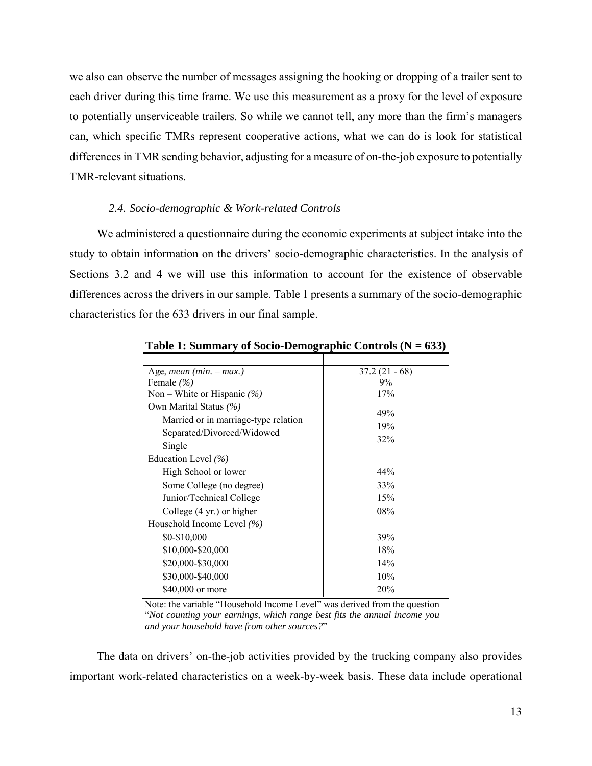we also can observe the number of messages assigning the hooking or dropping of a trailer sent to each driver during this time frame. We use this measurement as a proxy for the level of exposure to potentially unserviceable trailers. So while we cannot tell, any more than the firm's managers can, which specific TMRs represent cooperative actions, what we can do is look for statistical differences in TMR sending behavior, adjusting for a measure of on-the-job exposure to potentially TMR-relevant situations.

### *2.4. Socio-demographic & Work-related Controls*

We administered a questionnaire during the economic experiments at subject intake into the study to obtain information on the drivers' socio-demographic characteristics. In the analysis of Sections 3.2 and 4 we will use this information to account for the existence of observable differences across the drivers in our sample. Table 1 presents a summary of the socio-demographic characteristics for the 633 drivers in our final sample.

**Table 1: Summary of Socio-Demographic Controls (N = 633)**

| | |
|---|---|
| Age, *mean (min. – max.)* | 37.2 (21 - 68) |
| Female *(%)* | 9% |
| Non – White or Hispanic *(%)* | 17% |
| Own Marital Status *(%)* | |
| Married or in marriage-type relation | 49% |
| Separated/Divorced/Widowed | 19% |
| Single | 32% |
| Education Level *(%)* | |
| High School or lower | 44% |
| Some College (no degree) | 33% |
| Junior/Technical College | 15% |
| College (4 yr.) or higher | 08% |
| Household Income Level *(%)* | |
| \$0-\$10,000 | 39% |
| \$10,000-\$20,000 | 18% |
| \$20,000-\$30,000 | 14% |
| \$30,000-\$40,000 | 10% |
| \$40,000 or more | 20% |

Note: the variable "Household Income Level" was derived from the question "*Not counting your earnings, which range best fits the annual income you and your household have from other sources?*"

The data on drivers' on-the-job activities provided by the trucking company also provides important work-related characteristics on a week-by-week basis. These data include operational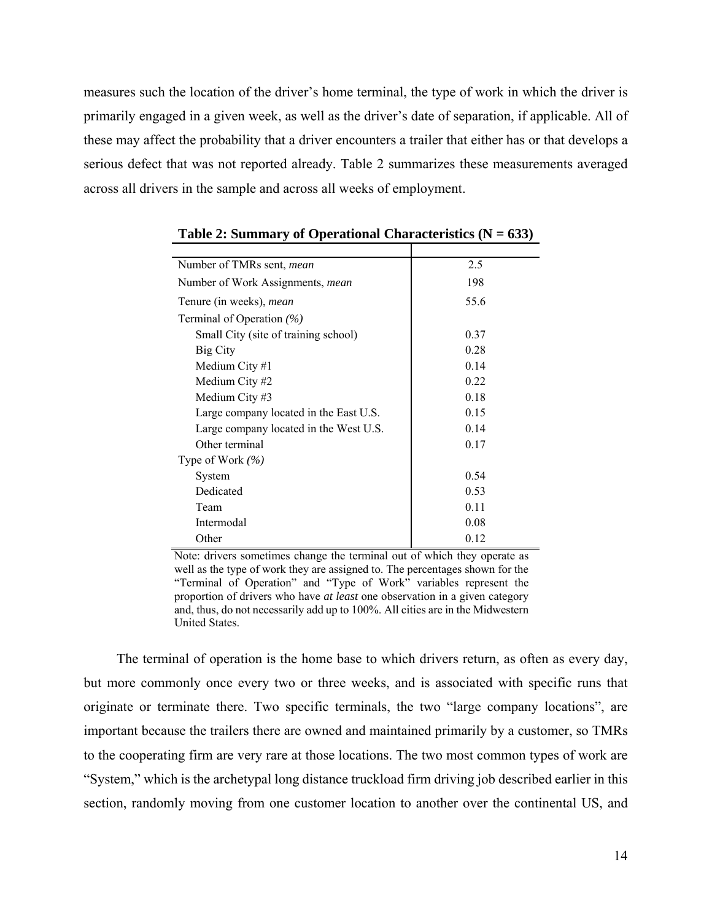measures such the location of the driver's home terminal, the type of work in which the driver is primarily engaged in a given week, as well as the driver's date of separation, if applicable. All of these may affect the probability that a driver encounters a trailer that either has or that develops a serious defect that was not reported already. Table 2 summarizes these measurements averaged across all drivers in the sample and across all weeks of employment.

**Table 2: Summary of Operational Characteristics (N = 633)**

| | |
|---|---|
| Number of TMRs sent, *mean* | 2.5 |
| Number of Work Assignments, *mean* | 198 |
| Tenure (in weeks), *mean* | 55.6 |
| Terminal of Operation *(%)* | |
| Small City (site of training school) | 0.37 |
| Big City | 0.28 |
| Medium City #1 | 0.14 |
| Medium City #2 | 0.22 |
| Medium City #3 | 0.18 |
| Large company located in the East U.S. | 0.15 |
| Large company located in the West U.S. | 0.14 |
| Other terminal | 0.17 |
| Type of Work *(%)* | |
| System | 0.54 |
| Dedicated | 0.53 |
| Team | 0.11 |
| Intermodal | 0.08 |
| Other | 0.12 |

Note: drivers sometimes change the terminal out of which they operate as well as the type of work they are assigned to. The percentages shown for the "Terminal of Operation" and "Type of Work" variables represent the proportion of drivers who have *at least* one observation in a given category and, thus, do not necessarily add up to 100%. All cities are in the Midwestern United States.

The terminal of operation is the home base to which drivers return, as often as every day, but more commonly once every two or three weeks, and is associated with specific runs that originate or terminate there. Two specific terminals, the two "large company locations", are important because the trailers there are owned and maintained primarily by a customer, so TMRs to the cooperating firm are very rare at those locations. The two most common types of work are "System," which is the archetypal long distance truckload firm driving job described earlier in this section, randomly moving from one customer location to another over the continental US, and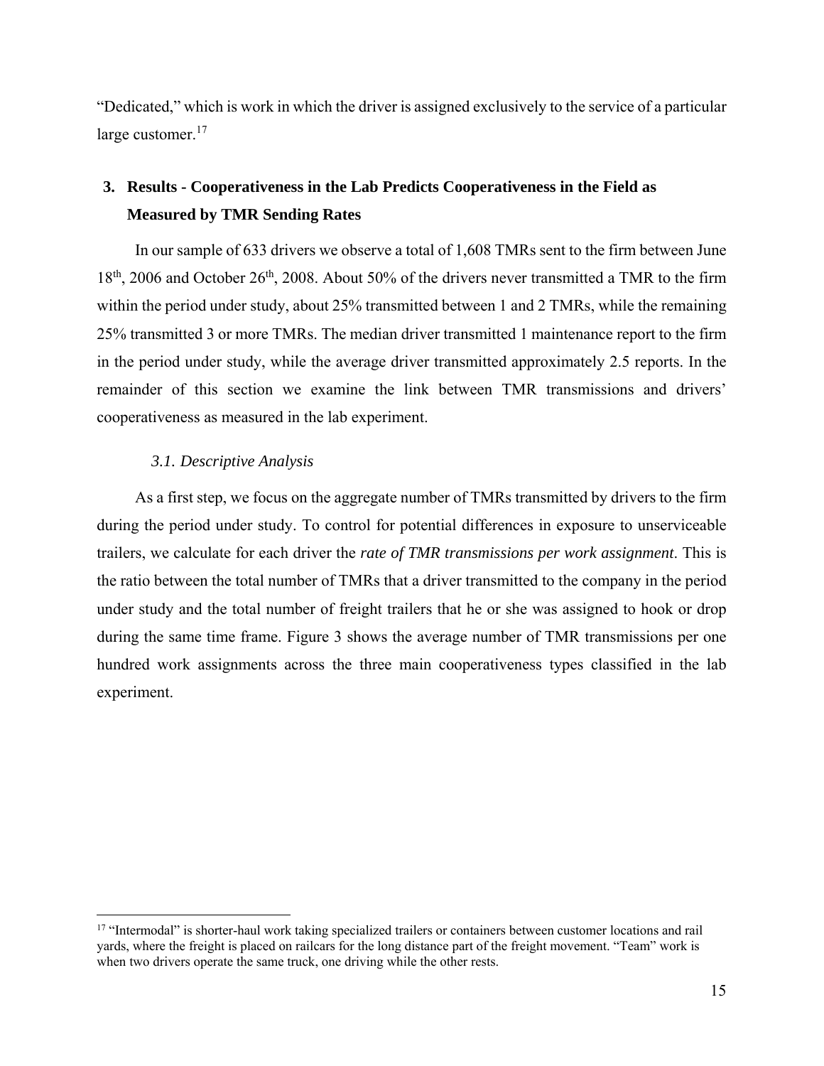"Dedicated," which is work in which the driver is assigned exclusively to the service of a particular large customer.[17]

## 3. Results - Cooperativeness in the Lab Predicts Cooperativeness in the Field as Measured by TMR Sending Rates

In our sample of 633 drivers we observe a total of 1,608 TMRs sent to the firm between June 18th, 2006 and October 26th, 2008. About 50% of the drivers never transmitted a TMR to the firm within the period under study, about 25% transmitted between 1 and 2 TMRs, while the remaining 25% transmitted 3 or more TMRs. The median driver transmitted 1 maintenance report to the firm in the period under study, while the average driver transmitted approximately 2.5 reports. In the remainder of this section we examine the link between TMR transmissions and drivers' cooperativeness as measured in the lab experiment.

### *3.1. Descriptive Analysis*

As a first step, we focus on the aggregate number of TMRs transmitted by drivers to the firm during the period under study. To control for potential differences in exposure to unserviceable trailers, we calculate for each driver the *rate of TMR transmissions per work assignment*. This is the ratio between the total number of TMRs that a driver transmitted to the company in the period under study and the total number of freight trailers that he or she was assigned to hook or drop during the same time frame. Figure 3 shows the average number of TMR transmissions per one hundred work assignments across the three main cooperativeness types classified in the lab experiment.

[17] "Intermodal" is shorter-haul work taking specialized trailers or containers between customer locations and rail yards, where the freight is placed on railcars for the long distance part of the freight movement. "Team" work is when two drivers operate the same truck, one driving while the other rests.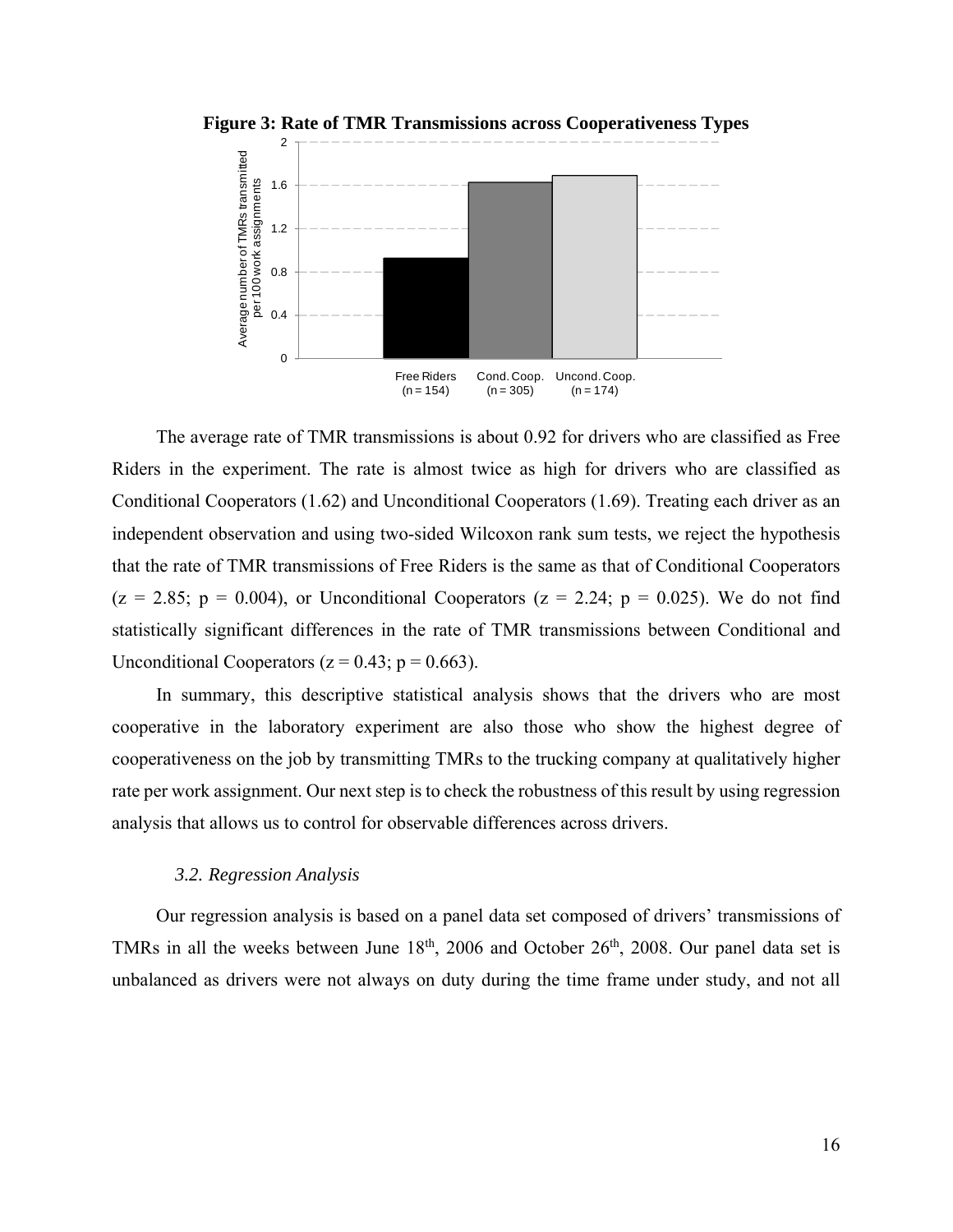**Figure 3: Rate of TMR Transmissions across Cooperativeness Types**

The average rate of TMR transmissions is about 0.92 for drivers who are classified as Free Riders in the experiment. The rate is almost twice as high for drivers who are classified as Conditional Cooperators (1.62) and Unconditional Cooperators (1.69). Treating each driver as an independent observation and using two-sided Wilcoxon rank sum tests, we reject the hypothesis that the rate of TMR transmissions of Free Riders is the same as that of Conditional Cooperators ($z = 2.85$; $p = 0.004$), or Unconditional Cooperators ($z = 2.24$; $p = 0.025$). We do not find statistically significant differences in the rate of TMR transmissions between Conditional and Unconditional Cooperators ($z = 0.43$; $p = 0.663$).

In summary, this descriptive statistical analysis shows that the drivers who are most cooperative in the laboratory experiment are also those who show the highest degree of cooperativeness on the job by transmitting TMRs to the trucking company at qualitatively higher rate per work assignment. Our next step is to check the robustness of this result by using regression analysis that allows us to control for observable differences across drivers.

### *3.2. Regression Analysis*

Our regression analysis is based on a panel data set composed of drivers' transmissions of TMRs in all the weeks between June 18th, 2006 and October 26th, 2008. Our panel data set is unbalanced as drivers were not always on duty during the time frame under study, and not all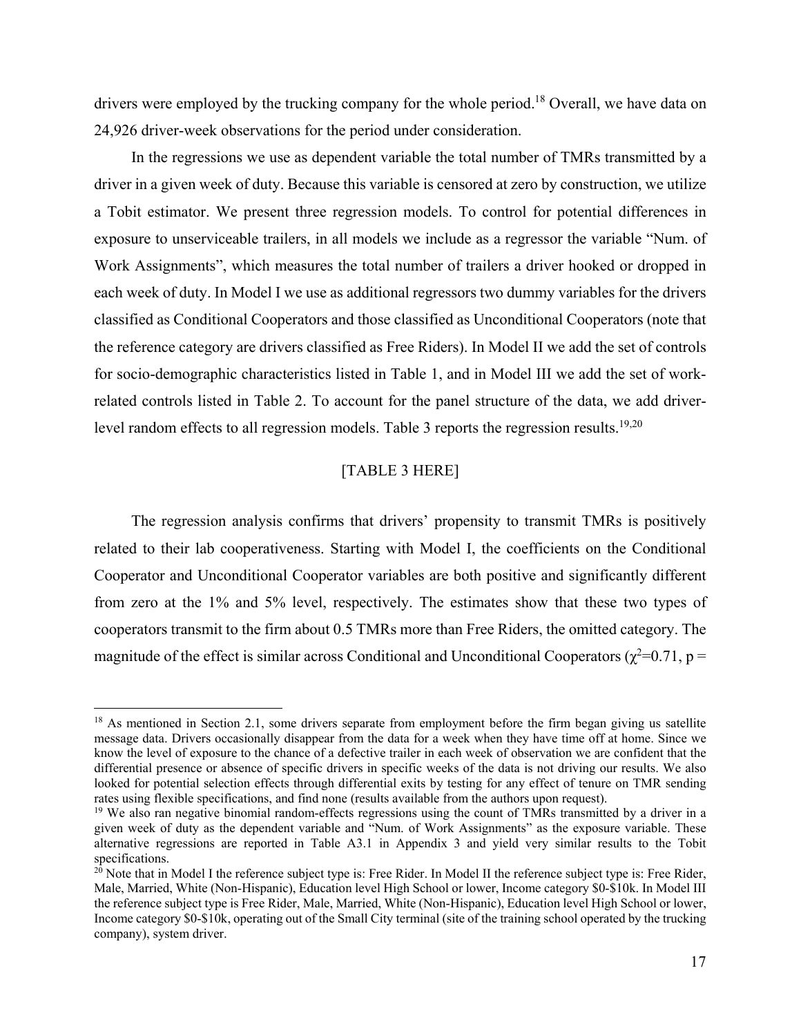drivers were employed by the trucking company for the whole period.[18] Overall, we have data on 24,926 driver-week observations for the period under consideration.

In the regressions we use as dependent variable the total number of TMRs transmitted by a driver in a given week of duty. Because this variable is censored at zero by construction, we utilize a Tobit estimator. We present three regression models. To control for potential differences in exposure to unserviceable trailers, in all models we include as a regressor the variable "Num. of Work Assignments", which measures the total number of trailers a driver hooked or dropped in each week of duty. In Model I we use as additional regressors two dummy variables for the drivers classified as Conditional Cooperators and those classified as Unconditional Cooperators (note that the reference category are drivers classified as Free Riders). In Model II we add the set of controls for socio-demographic characteristics listed in Table 1, and in Model III we add the set of work-related controls listed in Table 2. To account for the panel structure of the data, we add driver-level random effects to all regression models. Table 3 reports the regression results.[19,20]

[TABLE 3 HERE]

The regression analysis confirms that drivers' propensity to transmit TMRs is positively related to their lab cooperativeness. Starting with Model I, the coefficients on the Conditional Cooperator and Unconditional Cooperator variables are both positive and significantly different from zero at the 1% and 5% level, respectively. The estimates show that these two types of cooperators transmit to the firm about 0.5 TMRs more than Free Riders, the omitted category. The magnitude of the effect is similar across Conditional and Unconditional Cooperators ($\chi^2$=0.71, p =

---

[18] As mentioned in Section 2.1, some drivers separate from employment before the firm began giving us satellite message data. Drivers occasionally disappear from the data for a week when they have time off at home. Since we know the level of exposure to the chance of a defective trailer in each week of observation we are confident that the differential presence or absence of specific drivers in specific weeks of the data is not driving our results. We also looked for potential selection effects through differential exits by testing for any effect of tenure on TMR sending rates using flexible specifications, and find none (results available from the authors upon request).

[19] We also ran negative binomial random-effects regressions using the count of TMRs transmitted by a driver in a given week of duty as the dependent variable and "Num. of Work Assignments" as the exposure variable. These alternative regressions are reported in Table A3.1 in Appendix 3 and yield very similar results to the Tobit specifications.

[20] Note that in Model I the reference subject type is: Free Rider. In Model II the reference subject type is: Free Rider, Male, Married, White (Non-Hispanic), Education level High School or lower, Income category \$0-\$10k. In Model III the reference subject type is Free Rider, Male, Married, White (Non-Hispanic), Education level High School or lower, Income category \$0-\$10k, operating out of the Small City terminal (site of the training school operated by the trucking company), system driver.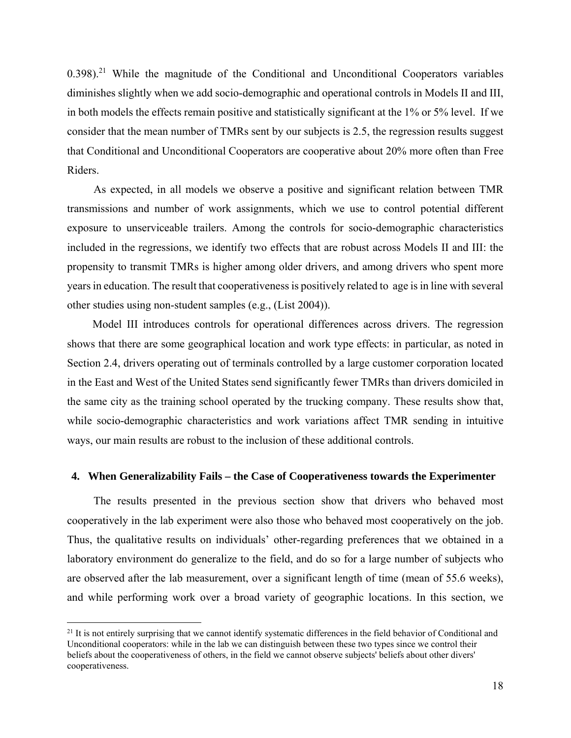0.398).[21] While the magnitude of the Conditional and Unconditional Cooperators variables diminishes slightly when we add socio-demographic and operational controls in Models II and III, in both models the effects remain positive and statistically significant at the 1% or 5% level. If we consider that the mean number of TMRs sent by our subjects is 2.5, the regression results suggest that Conditional and Unconditional Cooperators are cooperative about 20% more often than Free Riders.

As expected, in all models we observe a positive and significant relation between TMR transmissions and number of work assignments, which we use to control potential different exposure to unserviceable trailers. Among the controls for socio-demographic characteristics included in the regressions, we identify two effects that are robust across Models II and III: the propensity to transmit TMRs is higher among older drivers, and among drivers who spent more years in education. The result that cooperativeness is positively related to age is in line with several other studies using non-student samples (e.g., (List 2004)).

Model III introduces controls for operational differences across drivers. The regression shows that there are some geographical location and work type effects: in particular, as noted in Section 2.4, drivers operating out of terminals controlled by a large customer corporation located in the East and West of the United States send significantly fewer TMRs than drivers domiciled in the same city as the training school operated by the trucking company. These results show that, while socio-demographic characteristics and work variations affect TMR sending in intuitive ways, our main results are robust to the inclusion of these additional controls.

## 4. When Generalizability Fails – the Case of Cooperativeness towards the Experimenter

The results presented in the previous section show that drivers who behaved most cooperatively in the lab experiment were also those who behaved most cooperatively on the job. Thus, the qualitative results on individuals' other-regarding preferences that we obtained in a laboratory environment do generalize to the field, and do so for a large number of subjects who are observed after the lab measurement, over a significant length of time (mean of 55.6 weeks), and while performing work over a broad variety of geographic locations. In this section, we

[21] It is not entirely surprising that we cannot identify systematic differences in the field behavior of Conditional and Unconditional cooperators: while in the lab we can distinguish between these two types since we control their beliefs about the cooperativeness of others, in the field we cannot observe subjects' beliefs about other divers' cooperativeness.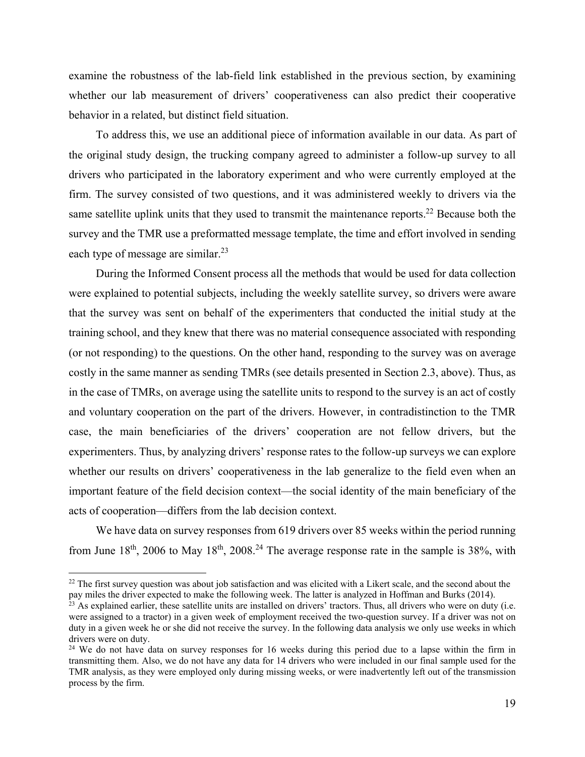examine the robustness of the lab-field link established in the previous section, by examining whether our lab measurement of drivers' cooperativeness can also predict their cooperative behavior in a related, but distinct field situation.

To address this, we use an additional piece of information available in our data. As part of the original study design, the trucking company agreed to administer a follow-up survey to all drivers who participated in the laboratory experiment and who were currently employed at the firm. The survey consisted of two questions, and it was administered weekly to drivers via the same satellite uplink units that they used to transmit the maintenance reports.[22] Because both the survey and the TMR use a preformatted message template, the time and effort involved in sending each type of message are similar.[23]

During the Informed Consent process all the methods that would be used for data collection were explained to potential subjects, including the weekly satellite survey, so drivers were aware that the survey was sent on behalf of the experimenters that conducted the initial study at the training school, and they knew that there was no material consequence associated with responding (or not responding) to the questions. On the other hand, responding to the survey was on average costly in the same manner as sending TMRs (see details presented in Section 2.3, above). Thus, as in the case of TMRs, on average using the satellite units to respond to the survey is an act of costly and voluntary cooperation on the part of the drivers. However, in contradistinction to the TMR case, the main beneficiaries of the drivers' cooperation are not fellow drivers, but the experimenters. Thus, by analyzing drivers' response rates to the follow-up surveys we can explore whether our results on drivers' cooperativeness in the lab generalize to the field even when an important feature of the field decision context—the social identity of the main beneficiary of the acts of cooperation—differs from the lab decision context.

We have data on survey responses from 619 drivers over 85 weeks within the period running from June 18th, 2006 to May 18th, 2008.[24] The average response rate in the sample is 38%, with

[22] The first survey question was about job satisfaction and was elicited with a Likert scale, and the second about the pay miles the driver expected to make the following week. The latter is analyzed in Hoffman and Burks (2014).

[23] As explained earlier, these satellite units are installed on drivers' tractors. Thus, all drivers who were on duty (i.e. were assigned to a tractor) in a given week of employment received the two-question survey. If a driver was not on duty in a given week he or she did not receive the survey. In the following data analysis we only use weeks in which drivers were on duty.

[24] We do not have data on survey responses for 16 weeks during this period due to a lapse within the firm in transmitting them. Also, we do not have any data for 14 drivers who were included in our final sample used for the TMR analysis, as they were employed only during missing weeks, or were inadvertently left out of the transmission process by the firm.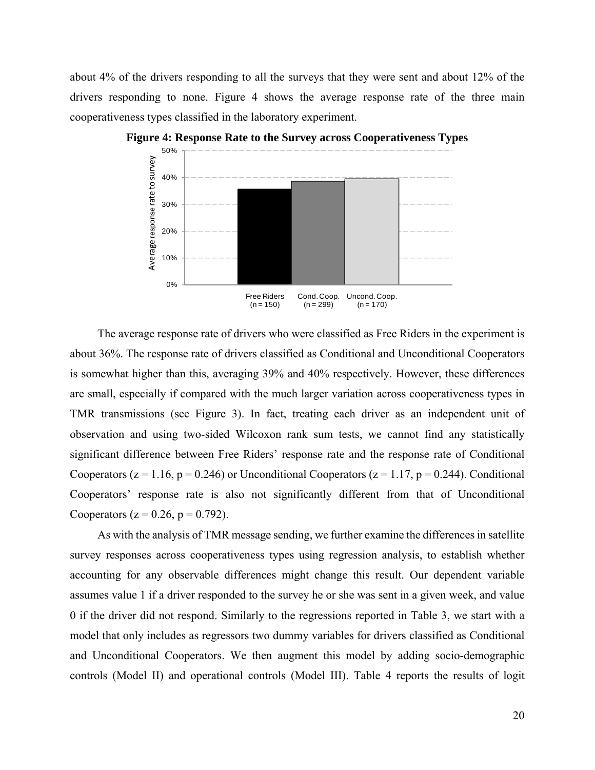about 4% of the drivers responding to all the surveys that they were sent and about 12% of the drivers responding to none. Figure 4 shows the average response rate of the three main cooperativeness types classified in the laboratory experiment.

**Figure 4: Response Rate to the Survey across Cooperativeness Types**

The average response rate of drivers who were classified as Free Riders in the experiment is about 36%. The response rate of drivers classified as Conditional and Unconditional Cooperators is somewhat higher than this, averaging 39% and 40% respectively. However, these differences are small, especially if compared with the much larger variation across cooperativeness types in TMR transmissions (see Figure 3). In fact, treating each driver as an independent unit of observation and using two-sided Wilcoxon rank sum tests, we cannot find any statistically significant difference between Free Riders' response rate and the response rate of Conditional Cooperators ($z = 1.16$, $p = 0.246$) or Unconditional Cooperators ($z = 1.17$, $p = 0.244$). Conditional Cooperators' response rate is also not significantly different from that of Unconditional Cooperators ($z = 0.26$, $p = 0.792$).

As with the analysis of TMR message sending, we further examine the differences in satellite survey responses across cooperativeness types using regression analysis, to establish whether accounting for any observable differences might change this result. Our dependent variable assumes value 1 if a driver responded to the survey he or she was sent in a given week, and value 0 if the driver did not respond. Similarly to the regressions reported in Table 3, we start with a model that only includes as regressors two dummy variables for drivers classified as Conditional and Unconditional Cooperators. We then augment this model by adding socio-demographic controls (Model II) and operational controls (Model III). Table 4 reports the results of logit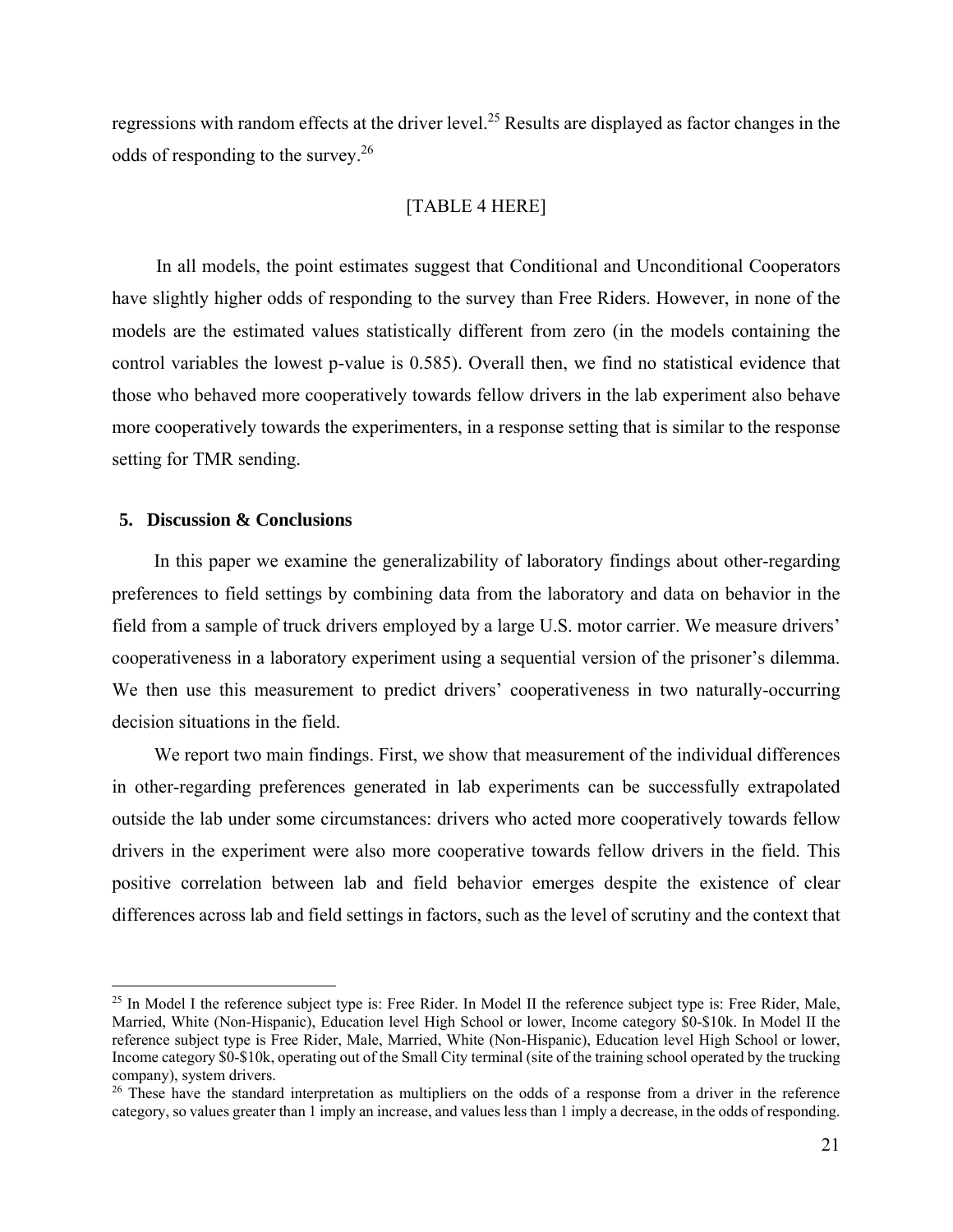regressions with random effects at the driver level.[25] Results are displayed as factor changes in the odds of responding to the survey.[26]

[TABLE 4 HERE]

In all models, the point estimates suggest that Conditional and Unconditional Cooperators have slightly higher odds of responding to the survey than Free Riders. However, in none of the models are the estimated values statistically different from zero (in the models containing the control variables the lowest p-value is 0.585). Overall then, we find no statistical evidence that those who behaved more cooperatively towards fellow drivers in the lab experiment also behave more cooperatively towards the experimenters, in a response setting that is similar to the response setting for TMR sending.

## 5. Discussion & Conclusions

In this paper we examine the generalizability of laboratory findings about other-regarding preferences to field settings by combining data from the laboratory and data on behavior in the field from a sample of truck drivers employed by a large U.S. motor carrier. We measure drivers' cooperativeness in a laboratory experiment using a sequential version of the prisoner's dilemma. We then use this measurement to predict drivers' cooperativeness in two naturally-occurring decision situations in the field.

We report two main findings. First, we show that measurement of the individual differences in other-regarding preferences generated in lab experiments can be successfully extrapolated outside the lab under some circumstances: drivers who acted more cooperatively towards fellow drivers in the experiment were also more cooperative towards fellow drivers in the field. This positive correlation between lab and field behavior emerges despite the existence of clear differences across lab and field settings in factors, such as the level of scrutiny and the context that

---

[25] In Model I the reference subject type is: Free Rider. In Model II the reference subject type is: Free Rider, Male, Married, White (Non-Hispanic), Education level High School or lower, Income category $0-$10k. In Model II the reference subject type is Free Rider, Male, Married, White (Non-Hispanic), Education level High School or lower, Income category $0-$10k, operating out of the Small City terminal (site of the training school operated by the trucking company), system drivers.

[26] These have the standard interpretation as multipliers on the odds of a response from a driver in the reference category, so values greater than 1 imply an increase, and values less than 1 imply a decrease, in the odds of responding.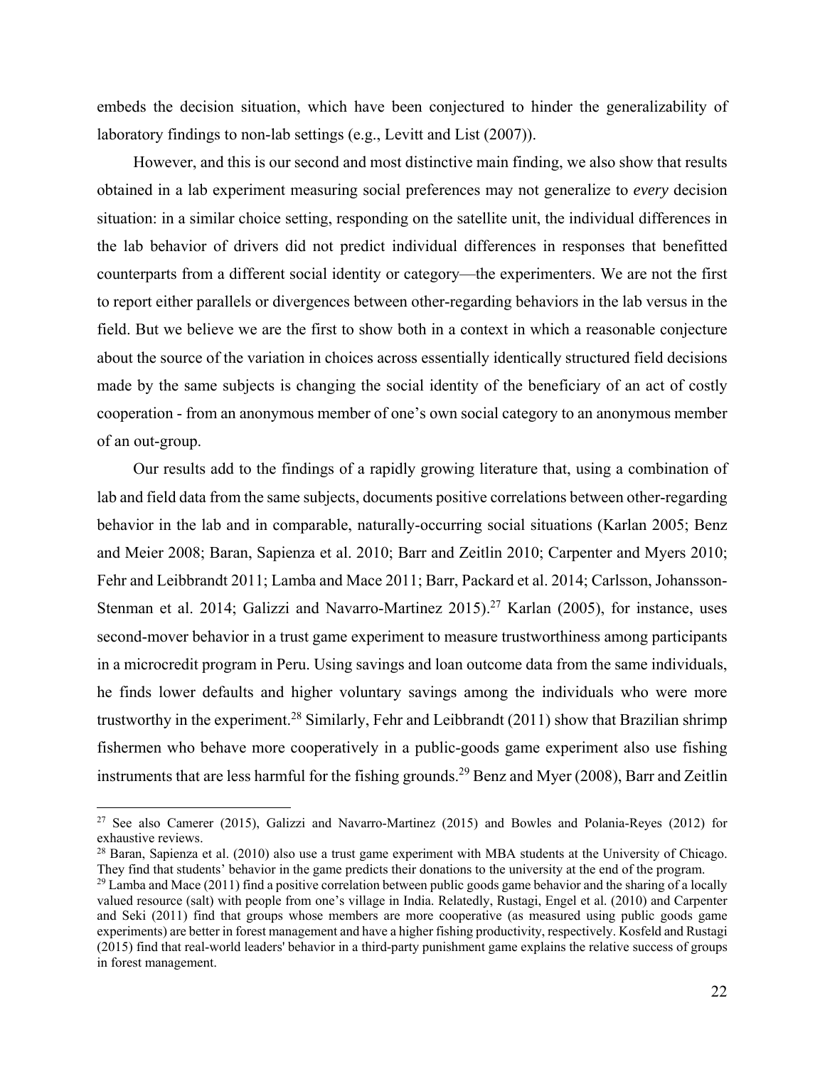embeds the decision situation, which have been conjectured to hinder the generalizability of laboratory findings to non-lab settings (e.g., Levitt and List (2007)).

However, and this is our second and most distinctive main finding, we also show that results obtained in a lab experiment measuring social preferences may not generalize to *every* decision situation: in a similar choice setting, responding on the satellite unit, the individual differences in the lab behavior of drivers did not predict individual differences in responses that benefitted counterparts from a different social identity or category—the experimenters. We are not the first to report either parallels or divergences between other-regarding behaviors in the lab versus in the field. But we believe we are the first to show both in a context in which a reasonable conjecture about the source of the variation in choices across essentially identically structured field decisions made by the same subjects is changing the social identity of the beneficiary of an act of costly cooperation - from an anonymous member of one's own social category to an anonymous member of an out-group.

Our results add to the findings of a rapidly growing literature that, using a combination of lab and field data from the same subjects, documents positive correlations between other-regarding behavior in the lab and in comparable, naturally-occurring social situations (Karlan 2005; Benz and Meier 2008; Baran, Sapienza et al. 2010; Barr and Zeitlin 2010; Carpenter and Myers 2010; Fehr and Leibbrandt 2011; Lamba and Mace 2011; Barr, Packard et al. 2014; Carlsson, Johansson-Stenman et al. 2014; Galizzi and Navarro-Martinez 2015).[27] Karlan (2005), for instance, uses second-mover behavior in a trust game experiment to measure trustworthiness among participants in a microcredit program in Peru. Using savings and loan outcome data from the same individuals, he finds lower defaults and higher voluntary savings among the individuals who were more trustworthy in the experiment.[28] Similarly, Fehr and Leibbrandt (2011) show that Brazilian shrimp fishermen who behave more cooperatively in a public-goods game experiment also use fishing instruments that are less harmful for the fishing grounds.[29] Benz and Myer (2008), Barr and Zeitlin

---

[27] See also Camerer (2015), Galizzi and Navarro-Martinez (2015) and Bowles and Polania-Reyes (2012) for exhaustive reviews.

[28] Baran, Sapienza et al. (2010) also use a trust game experiment with MBA students at the University of Chicago. They find that students' behavior in the game predicts their donations to the university at the end of the program.

[29] Lamba and Mace (2011) find a positive correlation between public goods game behavior and the sharing of a locally valued resource (salt) with people from one's village in India. Relatedly, Rustagi, Engel et al. (2010) and Carpenter and Seki (2011) find that groups whose members are more cooperative (as measured using public goods game experiments) are better in forest management and have a higher fishing productivity, respectively. Kosfeld and Rustagi (2015) find that real-world leaders' behavior in a third-party punishment game explains the relative success of groups in forest management.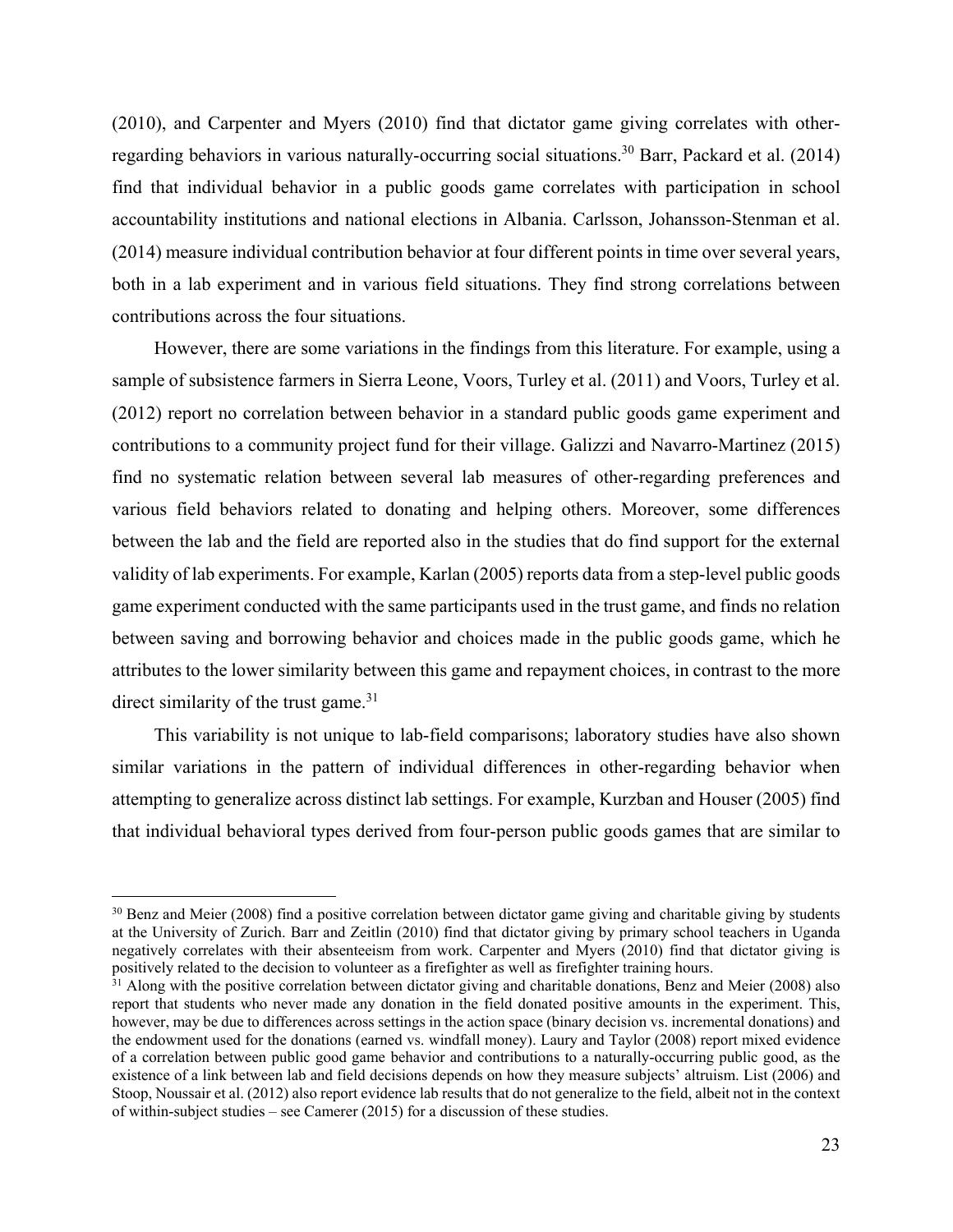(2010), and Carpenter and Myers (2010) find that dictator game giving correlates with other-regarding behaviors in various naturally-occurring social situations.[30] Barr, Packard et al. (2014) find that individual behavior in a public goods game correlates with participation in school accountability institutions and national elections in Albania. Carlsson, Johansson-Stenman et al. (2014) measure individual contribution behavior at four different points in time over several years, both in a lab experiment and in various field situations. They find strong correlations between contributions across the four situations.

However, there are some variations in the findings from this literature. For example, using a sample of subsistence farmers in Sierra Leone, Voors, Turley et al. (2011) and Voors, Turley et al. (2012) report no correlation between behavior in a standard public goods game experiment and contributions to a community project fund for their village. Galizzi and Navarro-Martinez (2015) find no systematic relation between several lab measures of other-regarding preferences and various field behaviors related to donating and helping others. Moreover, some differences between the lab and the field are reported also in the studies that do find support for the external validity of lab experiments. For example, Karlan (2005) reports data from a step-level public goods game experiment conducted with the same participants used in the trust game, and finds no relation between saving and borrowing behavior and choices made in the public goods game, which he attributes to the lower similarity between this game and repayment choices, in contrast to the more direct similarity of the trust game.[31]

This variability is not unique to lab-field comparisons; laboratory studies have also shown similar variations in the pattern of individual differences in other-regarding behavior when attempting to generalize across distinct lab settings. For example, Kurzban and Houser (2005) find that individual behavioral types derived from four-person public goods games that are similar to

---

[30] Benz and Meier (2008) find a positive correlation between dictator game giving and charitable giving by students at the University of Zurich. Barr and Zeitlin (2010) find that dictator giving by primary school teachers in Uganda negatively correlates with their absenteeism from work. Carpenter and Myers (2010) find that dictator giving is positively related to the decision to volunteer as a firefighter as well as firefighter training hours.

[31] Along with the positive correlation between dictator giving and charitable donations, Benz and Meier (2008) also report that students who never made any donation in the field donated positive amounts in the experiment. This, however, may be due to differences across settings in the action space (binary decision vs. incremental donations) and the endowment used for the donations (earned vs. windfall money). Laury and Taylor (2008) report mixed evidence of a correlation between public good game behavior and contributions to a naturally-occurring public good, as the existence of a link between lab and field decisions depends on how they measure subjects' altruism. List (2006) and Stoop, Noussair et al. (2012) also report evidence lab results that do not generalize to the field, albeit not in the context of within-subject studies – see Camerer (2015) for a discussion of these studies.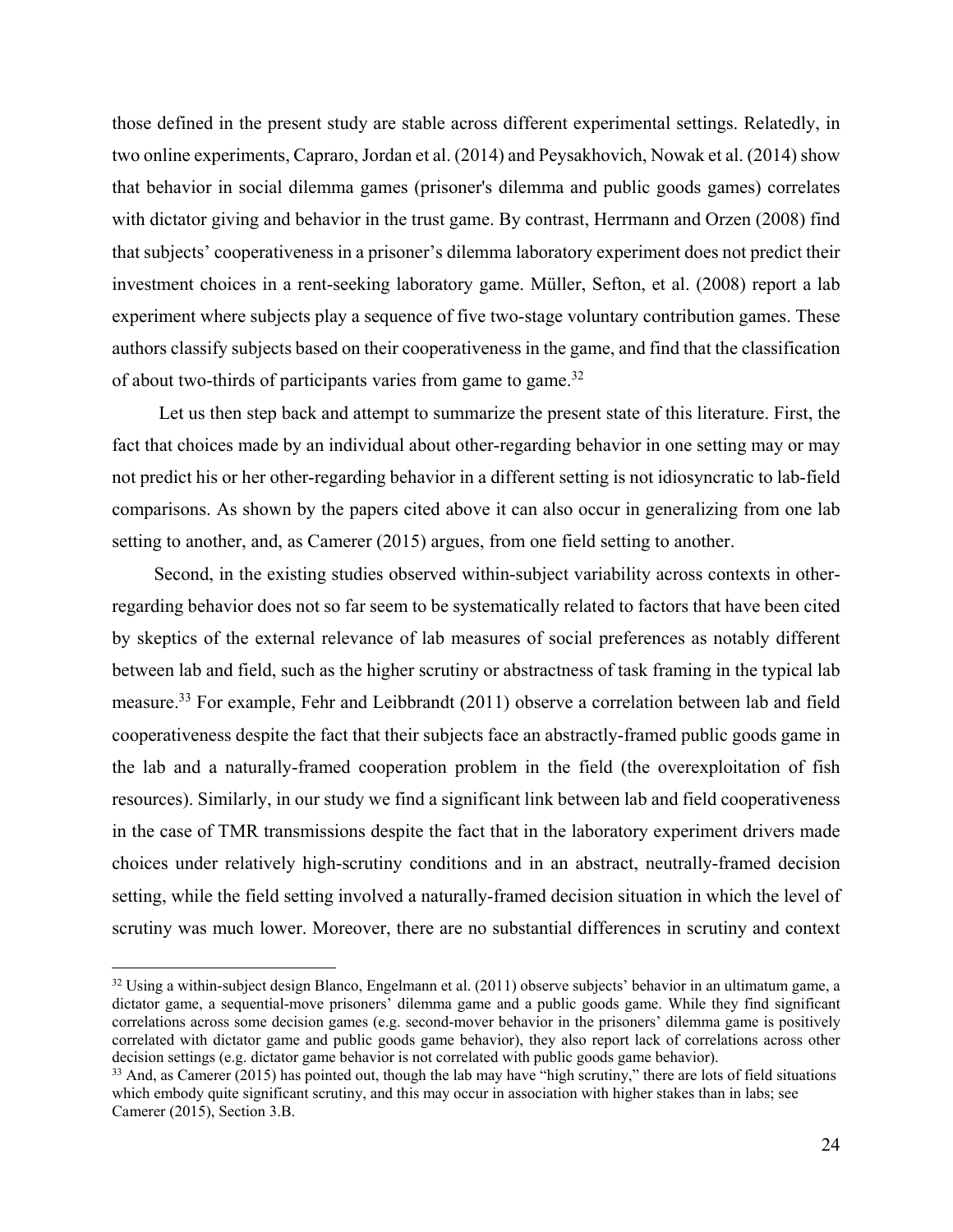those defined in the present study are stable across different experimental settings. Relatedly, in two online experiments, Capraro, Jordan et al. (2014) and Peysakhovich, Nowak et al. (2014) show that behavior in social dilemma games (prisoner's dilemma and public goods games) correlates with dictator giving and behavior in the trust game. By contrast, Herrmann and Orzen (2008) find that subjects' cooperativeness in a prisoner's dilemma laboratory experiment does not predict their investment choices in a rent-seeking laboratory game. Müller, Sefton, et al. (2008) report a lab experiment where subjects play a sequence of five two-stage voluntary contribution games. These authors classify subjects based on their cooperativeness in the game, and find that the classification of about two-thirds of participants varies from game to game.[32]

Let us then step back and attempt to summarize the present state of this literature. First, the fact that choices made by an individual about other-regarding behavior in one setting may or may not predict his or her other-regarding behavior in a different setting is not idiosyncratic to lab-field comparisons. As shown by the papers cited above it can also occur in generalizing from one lab setting to another, and, as Camerer (2015) argues, from one field setting to another.

Second, in the existing studies observed within-subject variability across contexts in other-regarding behavior does not so far seem to be systematically related to factors that have been cited by skeptics of the external relevance of lab measures of social preferences as notably different between lab and field, such as the higher scrutiny or abstractness of task framing in the typical lab measure.[33] For example, Fehr and Leibbrandt (2011) observe a correlation between lab and field cooperativeness despite the fact that their subjects face an abstractly-framed public goods game in the lab and a naturally-framed cooperation problem in the field (the overexploitation of fish resources). Similarly, in our study we find a significant link between lab and field cooperativeness in the case of TMR transmissions despite the fact that in the laboratory experiment drivers made choices under relatively high-scrutiny conditions and in an abstract, neutrally-framed decision setting, while the field setting involved a naturally-framed decision situation in which the level of scrutiny was much lower. Moreover, there are no substantial differences in scrutiny and context

[32] Using a within-subject design Blanco, Engelmann et al. (2011) observe subjects' behavior in an ultimatum game, a dictator game, a sequential-move prisoners' dilemma game and a public goods game. While they find significant correlations across some decision games (e.g. second-mover behavior in the prisoners' dilemma game is positively correlated with dictator game and public goods game behavior), they also report lack of correlations across other decision settings (e.g. dictator game behavior is not correlated with public goods game behavior).

[33] And, as Camerer (2015) has pointed out, though the lab may have "high scrutiny," there are lots of field situations which embody quite significant scrutiny, and this may occur in association with higher stakes than in labs; see Camerer (2015), Section 3.B.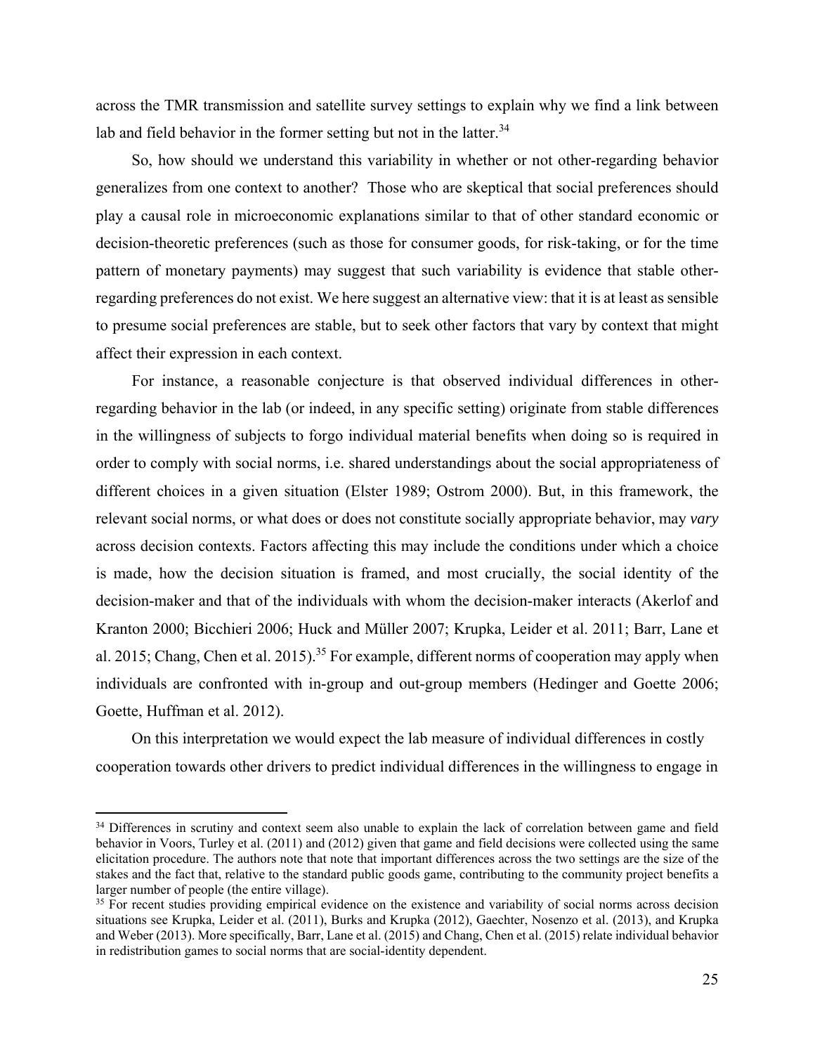across the TMR transmission and satellite survey settings to explain why we find a link between lab and field behavior in the former setting but not in the latter.[34]

So, how should we understand this variability in whether or not other-regarding behavior generalizes from one context to another? Those who are skeptical that social preferences should play a causal role in microeconomic explanations similar to that of other standard economic or decision-theoretic preferences (such as those for consumer goods, for risk-taking, or for the time pattern of monetary payments) may suggest that such variability is evidence that stable other-regarding preferences do not exist. We here suggest an alternative view: that it is at least as sensible to presume social preferences are stable, but to seek other factors that vary by context that might affect their expression in each context.

For instance, a reasonable conjecture is that observed individual differences in other-regarding behavior in the lab (or indeed, in any specific setting) originate from stable differences in the willingness of subjects to forgo individual material benefits when doing so is required in order to comply with social norms, i.e. shared understandings about the social appropriateness of different choices in a given situation (Elster 1989; Ostrom 2000). But, in this framework, the relevant social norms, or what does or does not constitute socially appropriate behavior, may *vary* across decision contexts. Factors affecting this may include the conditions under which a choice is made, how the decision situation is framed, and most crucially, the social identity of the decision-maker and that of the individuals with whom the decision-maker interacts (Akerlof and Kranton 2000; Bicchieri 2006; Huck and Müller 2007; Krupka, Leider et al. 2011; Barr, Lane et al. 2015; Chang, Chen et al. 2015).[35] For example, different norms of cooperation may apply when individuals are confronted with in-group and out-group members (Hedinger and Goette 2006; Goette, Huffman et al. 2012).

On this interpretation we would expect the lab measure of individual differences in costly cooperation towards other drivers to predict individual differences in the willingness to engage in

---

[34] Differences in scrutiny and context seem also unable to explain the lack of correlation between game and field behavior in Voors, Turley et al. (2011) and (2012) given that game and field decisions were collected using the same elicitation procedure. The authors note that note that important differences across the two settings are the size of the stakes and the fact that, relative to the standard public goods game, contributing to the community project benefits a larger number of people (the entire village).

[35] For recent studies providing empirical evidence on the existence and variability of social norms across decision situations see Krupka, Leider et al. (2011), Burks and Krupka (2012), Gaechter, Nosenzo et al. (2013), and Krupka and Weber (2013). More specifically, Barr, Lane et al. (2015) and Chang, Chen et al. (2015) relate individual behavior in redistribution games to social norms that are social-identity dependent.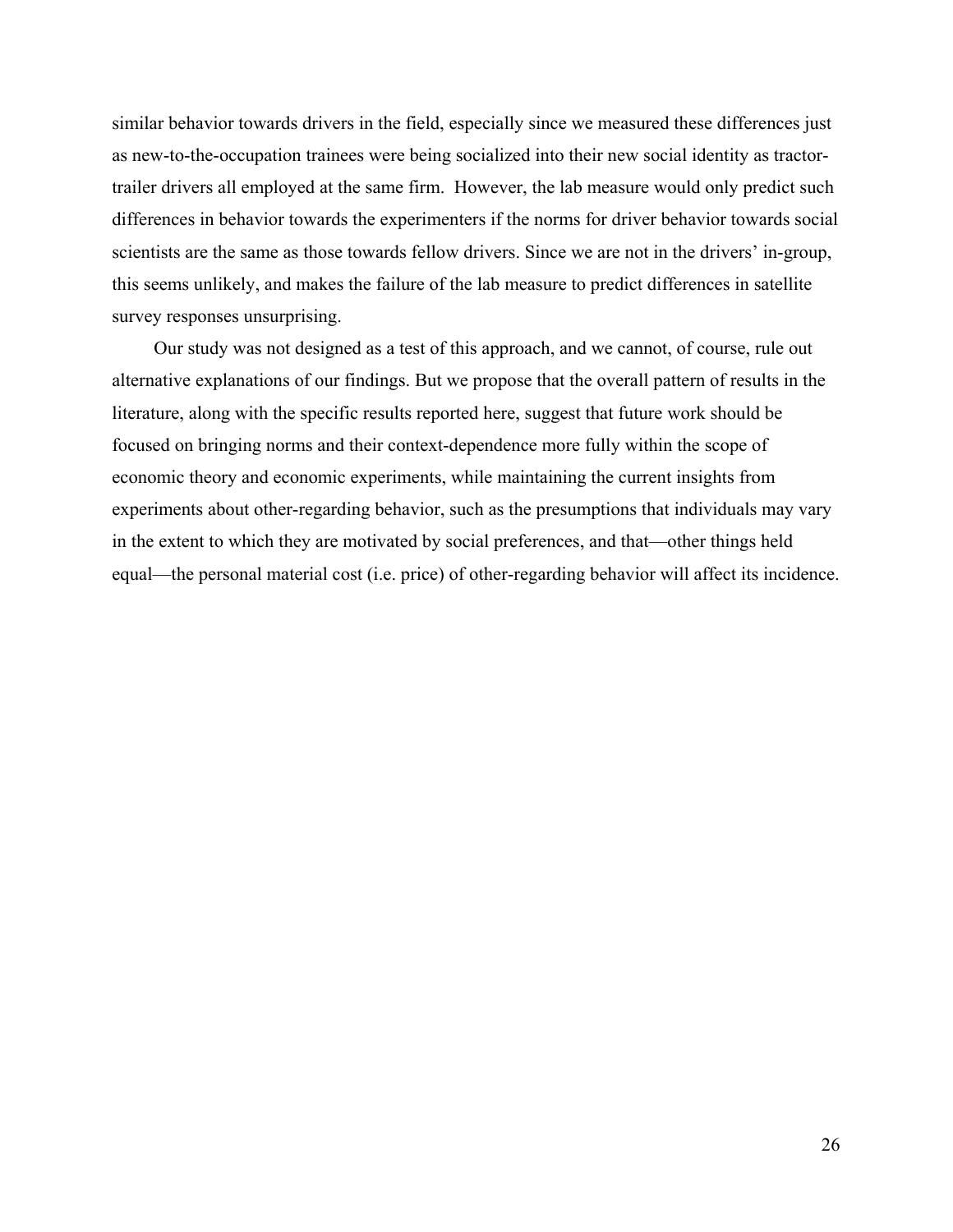similar behavior towards drivers in the field, especially since we measured these differences just as new-to-the-occupation trainees were being socialized into their new social identity as tractor-trailer drivers all employed at the same firm. However, the lab measure would only predict such differences in behavior towards the experimenters if the norms for driver behavior towards social scientists are the same as those towards fellow drivers. Since we are not in the drivers' in-group, this seems unlikely, and makes the failure of the lab measure to predict differences in satellite survey responses unsurprising.

Our study was not designed as a test of this approach, and we cannot, of course, rule out alternative explanations of our findings. But we propose that the overall pattern of results in the literature, along with the specific results reported here, suggest that future work should be focused on bringing norms and their context-dependence more fully within the scope of economic theory and economic experiments, while maintaining the current insights from experiments about other-regarding behavior, such as the presumptions that individuals may vary in the extent to which they are motivated by social preferences, and that—other things held equal—the personal material cost (i.e. price) of other-regarding behavior will affect its incidence.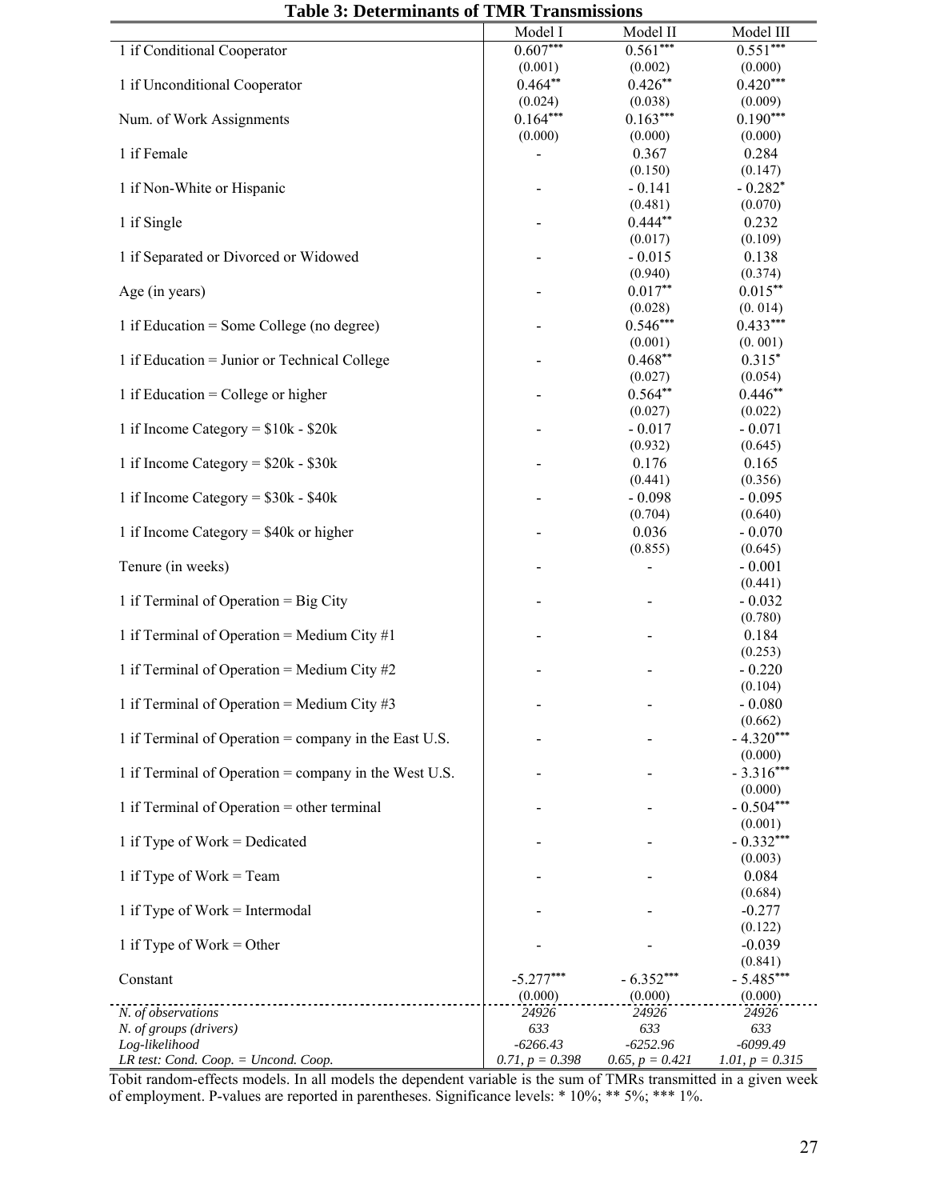**Table 3: Determinants of TMR Transmissions**

| | Model I | Model II | Model III |
|---|---|---|---|
| 1 if Conditional Cooperator | 0.607*** | 0.561*** | 0.551*** |
| | (0.001) | (0.002) | (0.000) |
| 1 if Unconditional Cooperator | 0.464** | 0.426** | 0.420*** |
| | (0.024) | (0.038) | (0.009) |
| Num. of Work Assignments | 0.164*** | 0.163*** | 0.190*** |
| | (0.000) | (0.000) | (0.000) |
| 1 if Female | - | 0.367 | 0.284 |
| | | (0.150) | (0.147) |
| 1 if Non-White or Hispanic | - | - 0.141 | - 0.282* |
| | | (0.481) | (0.070) |
| 1 if Single | - | 0.444** | 0.232 |
| | | (0.017) | (0.109) |
| 1 if Separated or Divorced or Widowed | - | - 0.015 | 0.138 |
| | | (0.940) | (0.374) |
| Age (in years) | - | 0.017** | 0.015** |
| | | (0.028) | (0. 014) |
| 1 if Education = Some College (no degree) | - | 0.546*** | 0.433*** |
| | | (0.001) | (0. 001) |
| 1 if Education = Junior or Technical College | - | 0.468** | 0.315* |
| | | (0.027) | (0.054) |
| 1 if Education = College or higher | - | 0.564** | 0.446** |
| | | (0.027) | (0.022) |
| 1 if Income Category = $10k - $20k | - | - 0.017 | - 0.071 |
| | | (0.932) | (0.645) |
| 1 if Income Category = $20k - $30k | - | 0.176 | 0.165 |
| | | (0.441) | (0.356) |
| 1 if Income Category = $30k - $40k | - | - 0.098 | - 0.095 |
| | | (0.704) | (0.640) |
| 1 if Income Category = $40k or higher | - | 0.036 | - 0.070 |
| | | (0.855) | (0.645) |
| Tenure (in weeks) | - | - | - 0.001 |
| | | | (0.441) |
| 1 if Terminal of Operation = Big City | - | - | - 0.032 |
| | | | (0.780) |
| 1 if Terminal of Operation = Medium City #1 | - | - | 0.184 |
| | | | (0.253) |
| 1 if Terminal of Operation = Medium City #2 | - | - | - 0.220 |
| | | | (0.104) |
| 1 if Terminal of Operation = Medium City #3 | - | - | - 0.080 |
| | | | (0.662) |
| 1 if Terminal of Operation = company in the East U.S. | - | - | - 4.320*** |
| | | | (0.000) |
| 1 if Terminal of Operation = company in the West U.S. | - | - | - 3.316*** |
| | | | (0.000) |
| 1 if Terminal of Operation = other terminal | - | - | - 0.504*** |
| | | | (0.001) |
| 1 if Type of Work = Dedicated | - | - | - 0.332*** |
| | | | (0.003) |
| 1 if Type of Work = Team | - | - | 0.084 |
| | | | (0.684) |
| 1 if Type of Work = Intermodal | - | - | -0.277 |
| | | | (0.122) |
| 1 if Type of Work = Other | - | - | -0.039 |
| | | | (0.841) |
| Constant | -5.277*** | - 6.352*** | - 5.485*** |
| | (0.000) | (0.000) | (0.000) |
| *N. of observations* | *24926* | *24926* | *24926* |
| *N. of groups (drivers)* | *633* | *633* | *633* |
| *Log-likelihood* | *-6266.43* | *-6252.96* | *-6099.49* |
| *LR test: Cond. Coop. = Uncond. Coop.* | *0.71, p = 0.398* | *0.65, p = 0.421* | *1.01, p = 0.315* |

Tobit random-effects models. In all models the dependent variable is the sum of TMRs transmitted in a given week of employment. P-values are reported in parentheses. Significance levels: * 10%; ** 5%; *** 1%.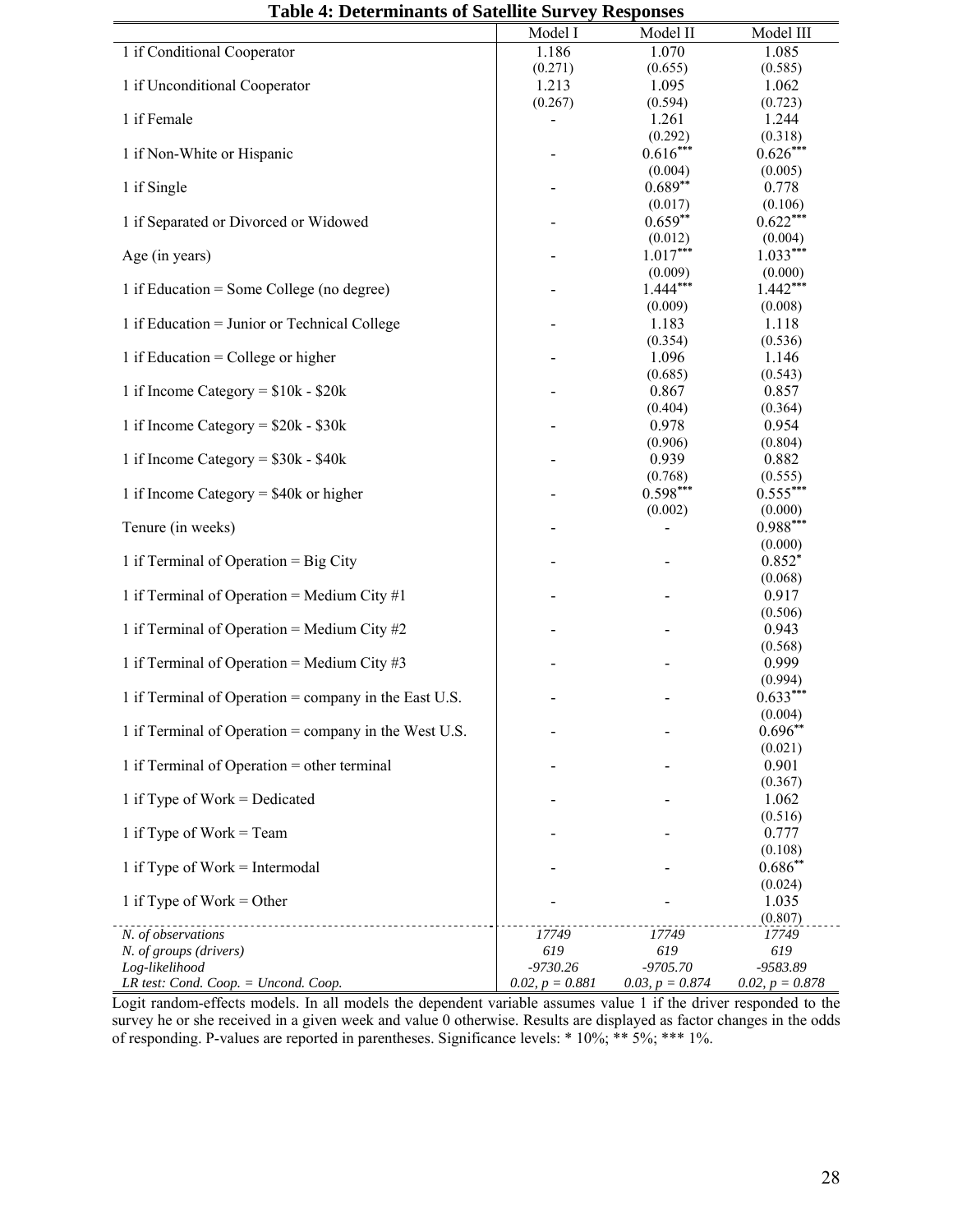**Table 4: Determinants of Satellite Survey Responses**

| | Model I | Model II | Model III |
|---|---|---|---|
| 1 if Conditional Cooperator | 1.186 | 1.070 | 1.085 |
| | (0.271) | (0.655) | (0.585) |
| 1 if Unconditional Cooperator | 1.213 | 1.095 | 1.062 |
| | (0.267) | (0.594) | (0.723) |
| 1 if Female | - | 1.261 | 1.244 |
| | | (0.292) | (0.318) |
| 1 if Non-White or Hispanic | - | 0.616*** | 0.626*** |
| | | (0.004) | (0.005) |
| 1 if Single | - | 0.689** | 0.778 |
| | | (0.017) | (0.106) |
| 1 if Separated or Divorced or Widowed | - | 0.659** | 0.622*** |
| | | (0.012) | (0.004) |
| Age (in years) | - | 1.017*** | 1.033*** |
| | | (0.009) | (0.000) |
| 1 if Education = Some College (no degree) | - | 1.444*** | 1.442*** |
| | | (0.009) | (0.008) |
| 1 if Education = Junior or Technical College | - | 1.183 | 1.118 |
| | | (0.354) | (0.536) |
| 1 if Education = College or higher | - | 1.096 | 1.146 |
| | | (0.685) | (0.543) |
| 1 if Income Category = $10k - $20k | - | 0.867 | 0.857 |
| | | (0.404) | (0.364) |
| 1 if Income Category = $20k - $30k | - | 0.978 | 0.954 |
| | | (0.906) | (0.804) |
| 1 if Income Category = $30k - $40k | - | 0.939 | 0.882 |
| | | (0.768) | (0.555) |
| 1 if Income Category = $40k or higher | - | 0.598*** | 0.555*** |
| | | (0.002) | (0.000) |
| Tenure (in weeks) | - | - | 0.988*** |
| | | | (0.000) |
| 1 if Terminal of Operation = Big City | - | - | 0.852* |
| | | | (0.068) |
| 1 if Terminal of Operation = Medium City #1 | - | - | 0.917 |
| | | | (0.506) |
| 1 if Terminal of Operation = Medium City #2 | - | - | 0.943 |
| | | | (0.568) |
| 1 if Terminal of Operation = Medium City #3 | - | - | 0.999 |
| | | | (0.994) |
| 1 if Terminal of Operation = company in the East U.S. | - | - | 0.633*** |
| | | | (0.004) |
| 1 if Terminal of Operation = company in the West U.S. | - | - | 0.696** |
| | | | (0.021) |
| 1 if Terminal of Operation = other terminal | - | - | 0.901 |
| | | | (0.367) |
| 1 if Type of Work = Dedicated | - | - | 1.062 |
| | | | (0.516) |
| 1 if Type of Work = Team | - | - | 0.777 |
| | | | (0.108) |
| 1 if Type of Work = Intermodal | - | - | 0.686** |
| | | | (0.024) |
| 1 if Type of Work = Other | - | - | 1.035 |
| | | | (0.807) |
| *N. of observations* | *17749* | *17749* | *17749* |
| *N. of groups (drivers)* | *619* | *619* | *619* |
| *Log-likelihood* | *-9730.26* | *-9705.70* | *-9583.89* |
| *LR test: Cond. Coop. = Uncond. Coop.* | *0.02, p = 0.881* | *0.03, p = 0.874* | *0.02, p = 0.878* |

Logit random-effects models. In all models the dependent variable assumes value 1 if the driver responded to the survey he or she received in a given week and value 0 otherwise. Results are displayed as factor changes in the odds of responding. P-values are reported in parentheses. Significance levels: * 10%; ** 5%; *** 1%.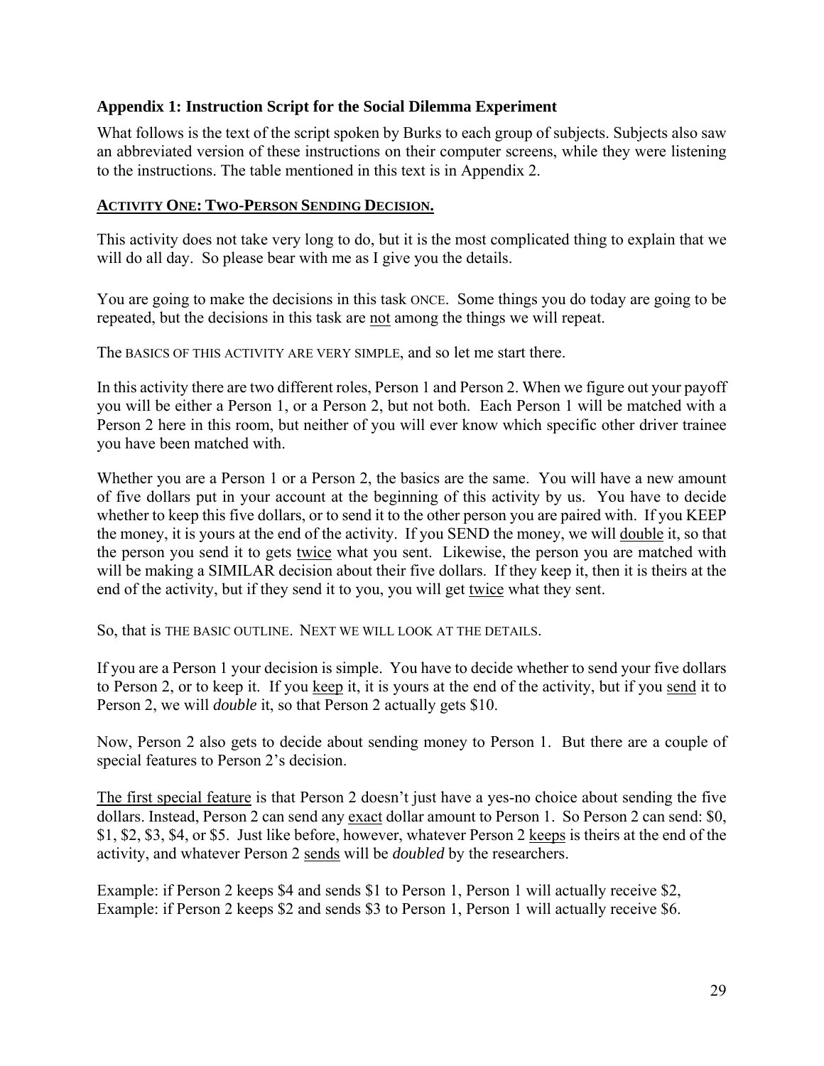### Appendix 1: Instruction Script for the Social Dilemma Experiment

What follows is the text of the script spoken by Burks to each group of subjects. Subjects also saw an abbreviated version of these instructions on their computer screens, while they were listening to the instructions. The table mentioned in this text is in Appendix 2.

**ACTIVITY ONE: TWO-PERSON SENDING DECISION.**

This activity does not take very long to do, but it is the most complicated thing to explain that we will do all day. So please bear with me as I give you the details.

You are going to make the decisions in this task ONCE. Some things you do today are going to be repeated, but the decisions in this task are not among the things we will repeat.

The BASICS OF THIS ACTIVITY ARE VERY SIMPLE, and so let me start there.

In this activity there are two different roles, Person 1 and Person 2. When we figure out your payoff you will be either a Person 1, or a Person 2, but not both. Each Person 1 will be matched with a Person 2 here in this room, but neither of you will ever know which specific other driver trainee you have been matched with.

Whether you are a Person 1 or a Person 2, the basics are the same. You will have a new amount of five dollars put in your account at the beginning of this activity by us. You have to decide whether to keep this five dollars, or to send it to the other person you are paired with. If you KEEP the money, it is yours at the end of the activity. If you SEND the money, we will double it, so that the person you send it to gets twice what you sent. Likewise, the person you are matched with will be making a SIMILAR decision about their five dollars. If they keep it, then it is theirs at the end of the activity, but if they send it to you, you will get twice what they sent.

So, that is THE BASIC OUTLINE. NEXT WE WILL LOOK AT THE DETAILS.

If you are a Person 1 your decision is simple. You have to decide whether to send your five dollars to Person 2, or to keep it. If you keep it, it is yours at the end of the activity, but if you send it to Person 2, we will *double* it, so that Person 2 actually gets $10.

Now, Person 2 also gets to decide about sending money to Person 1. But there are a couple of special features to Person 2's decision.

The first special feature is that Person 2 doesn't just have a yes-no choice about sending the five dollars. Instead, Person 2 can send any exact dollar amount to Person 1. So Person 2 can send: $0, $1, $2, $3, $4, or $5. Just like before, however, whatever Person 2 keeps is theirs at the end of the activity, and whatever Person 2 sends will be *doubled* by the researchers.

Example: if Person 2 keeps $4 and sends $1 to Person 1, Person 1 will actually receive $2,
Example: if Person 2 keeps $2 and sends $3 to Person 1, Person 1 will actually receive $6.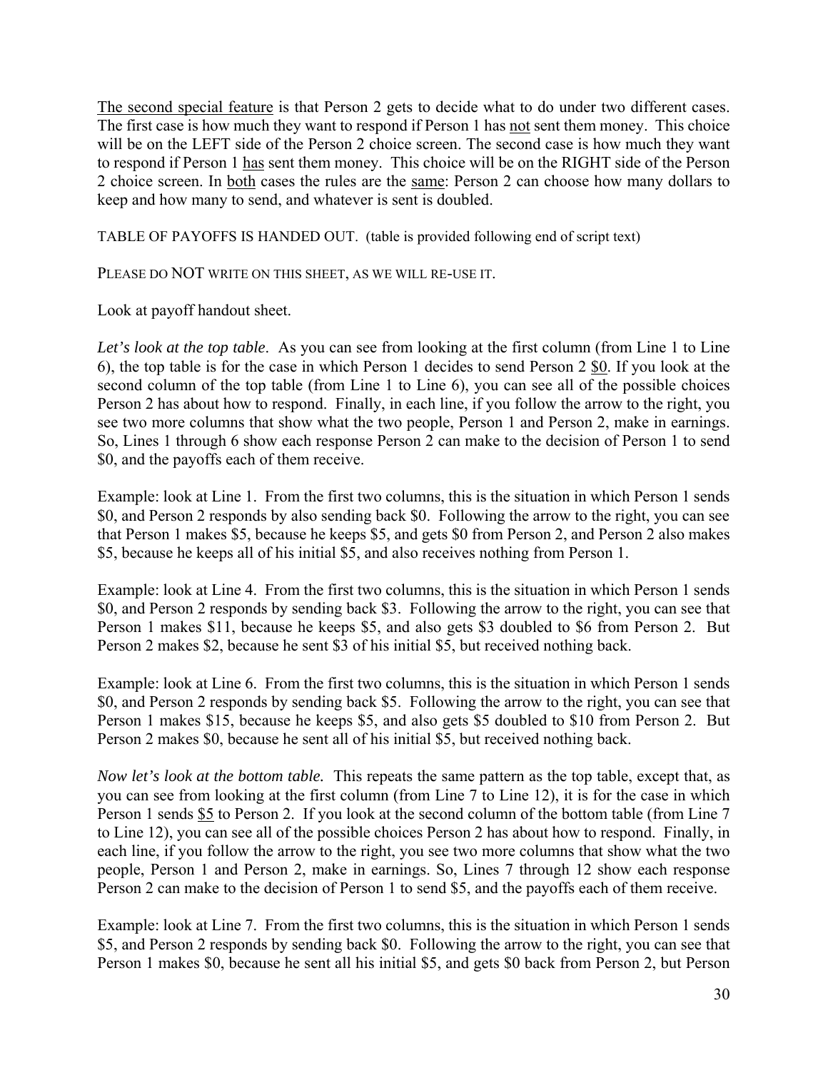The second special feature is that Person 2 gets to decide what to do under two different cases. The first case is how much they want to respond if Person 1 has not sent them money. This choice will be on the LEFT side of the Person 2 choice screen. The second case is how much they want to respond if Person 1 has sent them money. This choice will be on the RIGHT side of the Person 2 choice screen. In both cases the rules are the same: Person 2 can choose how many dollars to keep and how many to send, and whatever is sent is doubled.

TABLE OF PAYOFFS IS HANDED OUT. (table is provided following end of script text)

PLEASE DO NOT WRITE ON THIS SHEET, AS WE WILL RE-USE IT.

Look at payoff handout sheet.

*Let's look at the top table*. As you can see from looking at the first column (from Line 1 to Line 6), the top table is for the case in which Person 1 decides to send Person 2 $0. If you look at the second column of the top table (from Line 1 to Line 6), you can see all of the possible choices Person 2 has about how to respond. Finally, in each line, if you follow the arrow to the right, you see two more columns that show what the two people, Person 1 and Person 2, make in earnings. So, Lines 1 through 6 show each response Person 2 can make to the decision of Person 1 to send $0, and the payoffs each of them receive.

Example: look at Line 1. From the first two columns, this is the situation in which Person 1 sends $0, and Person 2 responds by also sending back $0. Following the arrow to the right, you can see that Person 1 makes $5, because he keeps $5, and gets $0 from Person 2, and Person 2 also makes $5, because he keeps all of his initial $5, and also receives nothing from Person 1.

Example: look at Line 4. From the first two columns, this is the situation in which Person 1 sends $0, and Person 2 responds by sending back $3. Following the arrow to the right, you can see that Person 1 makes $11, because he keeps $5, and also gets $3 doubled to $6 from Person 2. But Person 2 makes $2, because he sent $3 of his initial $5, but received nothing back.

Example: look at Line 6. From the first two columns, this is the situation in which Person 1 sends $0, and Person 2 responds by sending back $5. Following the arrow to the right, you can see that Person 1 makes $15, because he keeps $5, and also gets $5 doubled to $10 from Person 2. But Person 2 makes $0, because he sent all of his initial $5, but received nothing back.

*Now let's look at the bottom table.* This repeats the same pattern as the top table, except that, as you can see from looking at the first column (from Line 7 to Line 12), it is for the case in which Person 1 sends $5 to Person 2. If you look at the second column of the bottom table (from Line 7 to Line 12), you can see all of the possible choices Person 2 has about how to respond. Finally, in each line, if you follow the arrow to the right, you see two more columns that show what the two people, Person 1 and Person 2, make in earnings. So, Lines 7 through 12 show each response Person 2 can make to the decision of Person 1 to send $5, and the payoffs each of them receive.

Example: look at Line 7. From the first two columns, this is the situation in which Person 1 sends $5, and Person 2 responds by sending back $0. Following the arrow to the right, you can see that Person 1 makes $0, because he sent all his initial $5, and gets $0 back from Person 2, but Person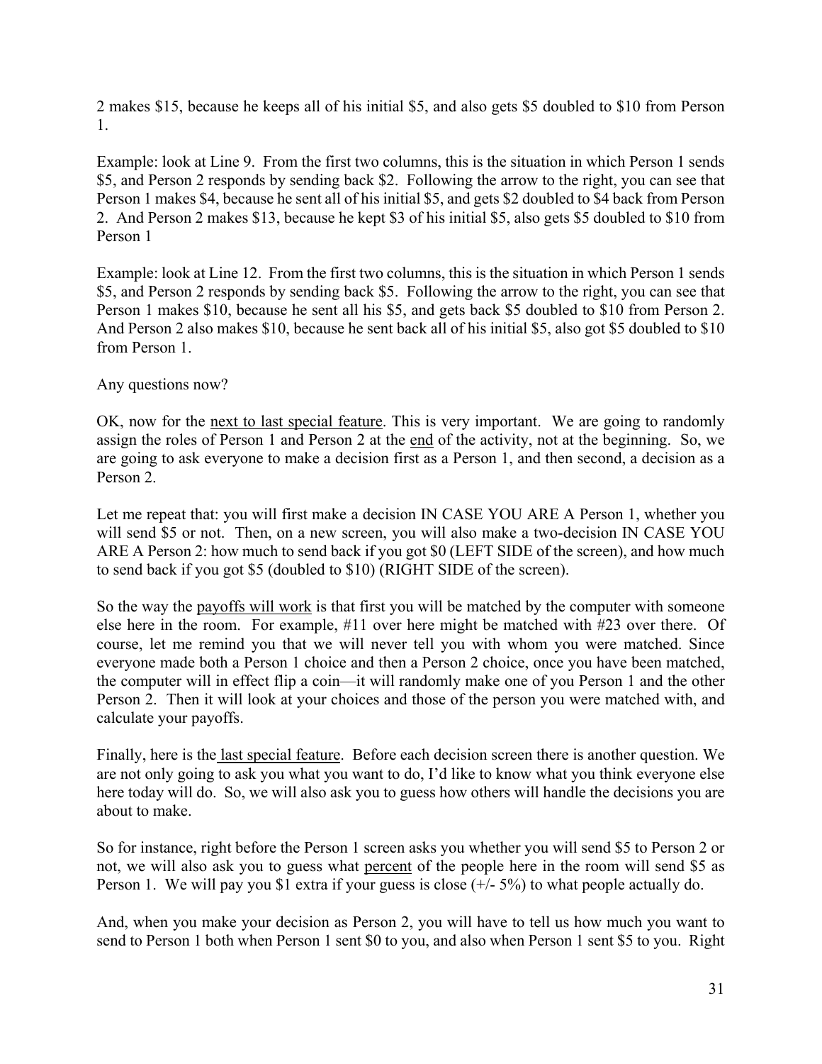2 makes $15, because he keeps all of his initial $5, and also gets $5 doubled to $10 from Person 1.

Example: look at Line 9. From the first two columns, this is the situation in which Person 1 sends $5, and Person 2 responds by sending back $2. Following the arrow to the right, you can see that Person 1 makes $4, because he sent all of his initial $5, and gets $2 doubled to $4 back from Person 2. And Person 2 makes $13, because he kept $3 of his initial $5, also gets $5 doubled to $10 from Person 1

Example: look at Line 12. From the first two columns, this is the situation in which Person 1 sends $5, and Person 2 responds by sending back $5. Following the arrow to the right, you can see that Person 1 makes $10, because he sent all his $5, and gets back $5 doubled to $10 from Person 2. And Person 2 also makes $10, because he sent back all of his initial $5, also got $5 doubled to $10 from Person 1.

Any questions now?

OK, now for the <u>next to last special feature</u>. This is very important. We are going to randomly assign the roles of Person 1 and Person 2 at the <u>end</u> of the activity, not at the beginning. So, we are going to ask everyone to make a decision first as a Person 1, and then second, a decision as a Person 2.

Let me repeat that: you will first make a decision IN CASE YOU ARE A Person 1, whether you will send $5 or not. Then, on a new screen, you will also make a two-decision IN CASE YOU ARE A Person 2: how much to send back if you got $0 (LEFT SIDE of the screen), and how much to send back if you got $5 (doubled to $10) (RIGHT SIDE of the screen).

So the way the <u>payoffs will work</u> is that first you will be matched by the computer with someone else here in the room. For example, #11 over here might be matched with #23 over there. Of course, let me remind you that we will never tell you with whom you were matched. Since everyone made both a Person 1 choice and then a Person 2 choice, once you have been matched, the computer will in effect flip a coin—it will randomly make one of you Person 1 and the other Person 2. Then it will look at your choices and those of the person you were matched with, and calculate your payoffs.

Finally, here is the <u>last special feature</u>. Before each decision screen there is another question. We are not only going to ask you what you want to do, I'd like to know what you think everyone else here today will do. So, we will also ask you to guess how others will handle the decisions you are about to make.

So for instance, right before the Person 1 screen asks you whether you will send $5 to Person 2 or not, we will also ask you to guess what <u>percent</u> of the people here in the room will send $5 as Person 1. We will pay you $1 extra if your guess is close (+/- 5%) to what people actually do.

And, when you make your decision as Person 2, you will have to tell us how much you want to send to Person 1 both when Person 1 sent $0 to you, and also when Person 1 sent $5 to you. Right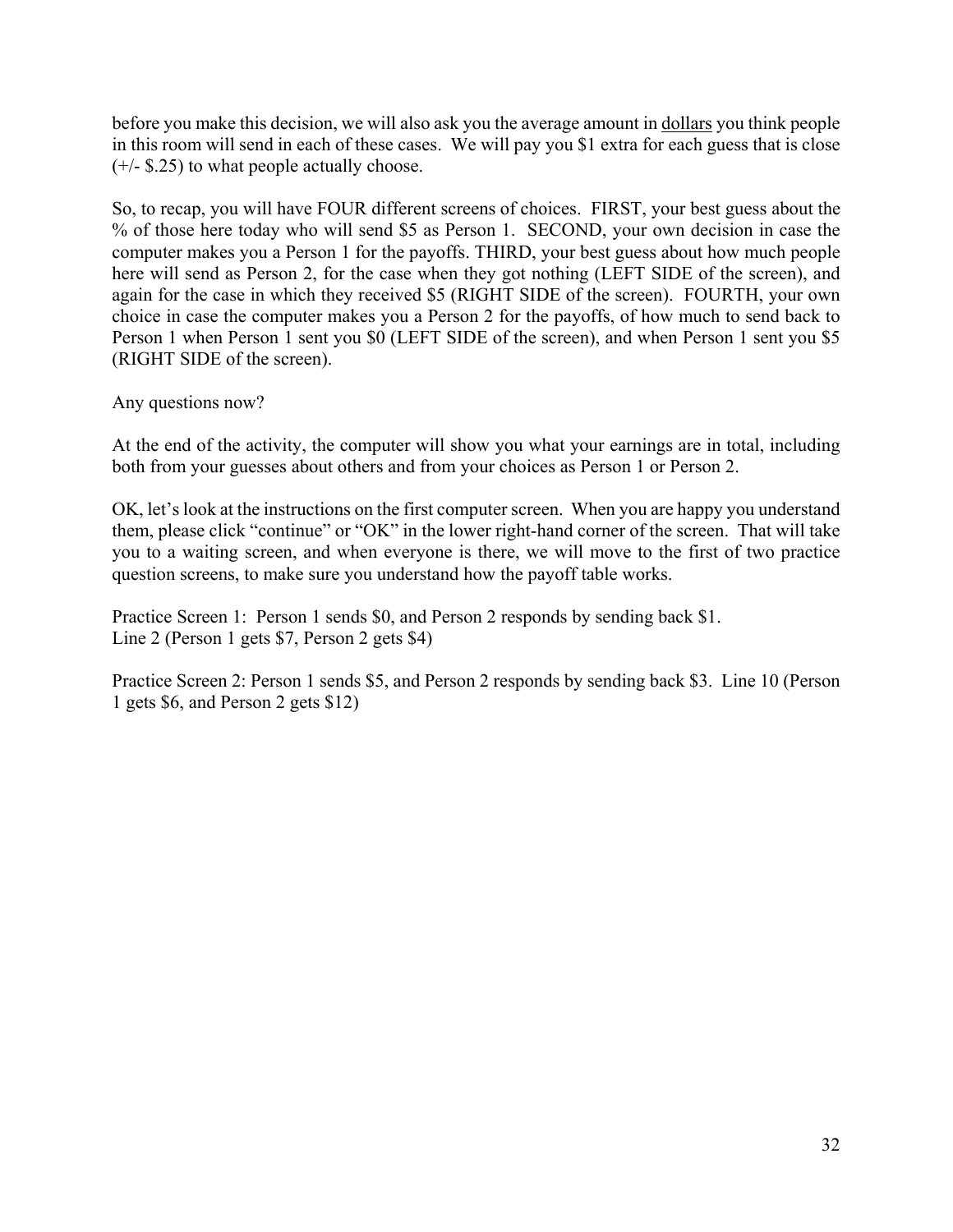before you make this decision, we will also ask you the average amount in dollars you think people in this room will send in each of these cases. We will pay you $1 extra for each guess that is close (+/- $.25) to what people actually choose.

So, to recap, you will have FOUR different screens of choices. FIRST, your best guess about the % of those here today who will send $5 as Person 1. SECOND, your own decision in case the computer makes you a Person 1 for the payoffs. THIRD, your best guess about how much people here will send as Person 2, for the case when they got nothing (LEFT SIDE of the screen), and again for the case in which they received $5 (RIGHT SIDE of the screen). FOURTH, your own choice in case the computer makes you a Person 2 for the payoffs, of how much to send back to Person 1 when Person 1 sent you $0 (LEFT SIDE of the screen), and when Person 1 sent you $5 (RIGHT SIDE of the screen).

Any questions now?

At the end of the activity, the computer will show you what your earnings are in total, including both from your guesses about others and from your choices as Person 1 or Person 2.

OK, let's look at the instructions on the first computer screen. When you are happy you understand them, please click "continue" or "OK" in the lower right-hand corner of the screen. That will take you to a waiting screen, and when everyone is there, we will move to the first of two practice question screens, to make sure you understand how the payoff table works.

Practice Screen 1: Person 1 sends $0, and Person 2 responds by sending back $1.
Line 2 (Person 1 gets $7, Person 2 gets $4)

Practice Screen 2: Person 1 sends $5, and Person 2 responds by sending back $3. Line 10 (Person 1 gets $6, and Person 2 gets $12)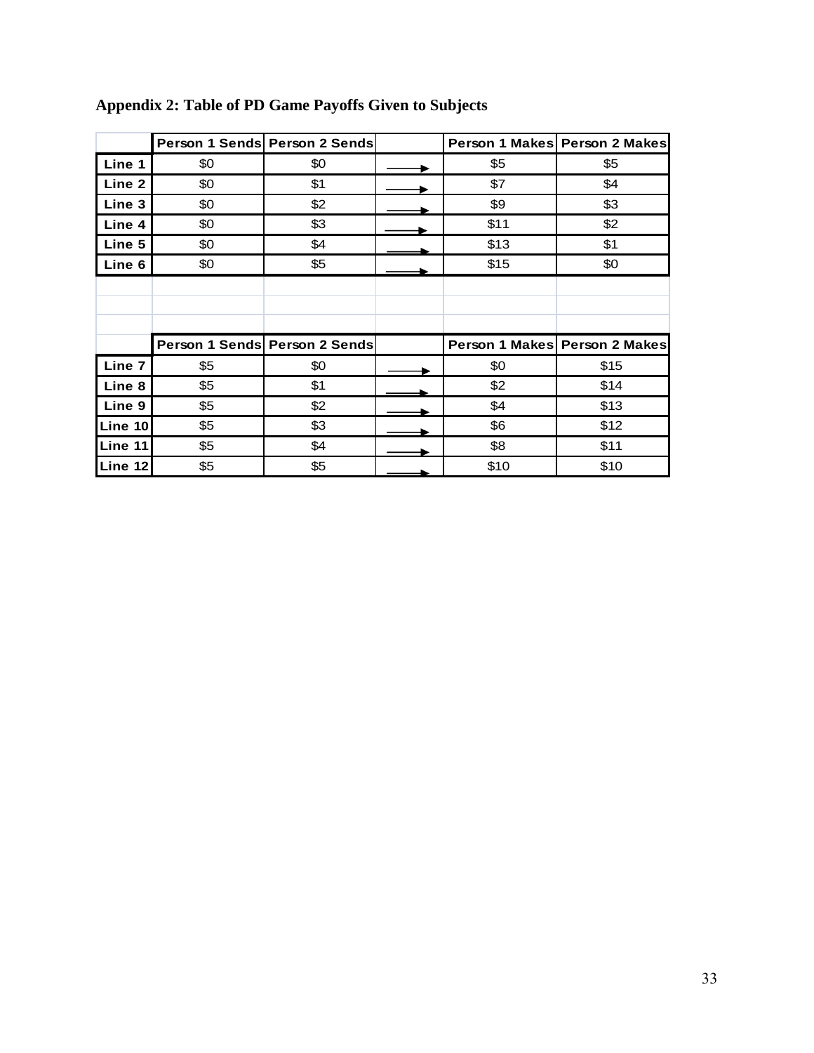**Appendix 2: Table of PD Game Payoffs Given to Subjects**

| | Person 1 Sends | Person 2 Sends | | Person 1 Makes | Person 2 Makes |
|---|---|---|---|---|---|
| Line 1 | $0 | $0 | → | $5 | $5 |
| Line 2 | $0 | $1 | → | $7 | $4 |
| Line 3 | $0 | $2 | → | $9 | $3 |
| Line 4 | $0 | $3 | → | $11 | $2 |
| Line 5 | $0 | $4 | → | $13 | $1 |
| Line 6 | $0 | $5 | → | $15 | $0 |

| | Person 1 Sends | Person 2 Sends | | Person 1 Makes | Person 2 Makes |
|---|---|---|---|---|---|
| Line 7 | $5 | $0 | → | $0 | $15 |
| Line 8 | $5 | $1 | → | $2 | $14 |
| Line 9 | $5 | $2 | → | $4 | $13 |
| Line 10 | $5 | $3 | → | $6 | $12 |
| Line 11 | $5 | $4 | → | $8 | $11 |
| Line 12 | $5 | $5 | → | $10 | $10 |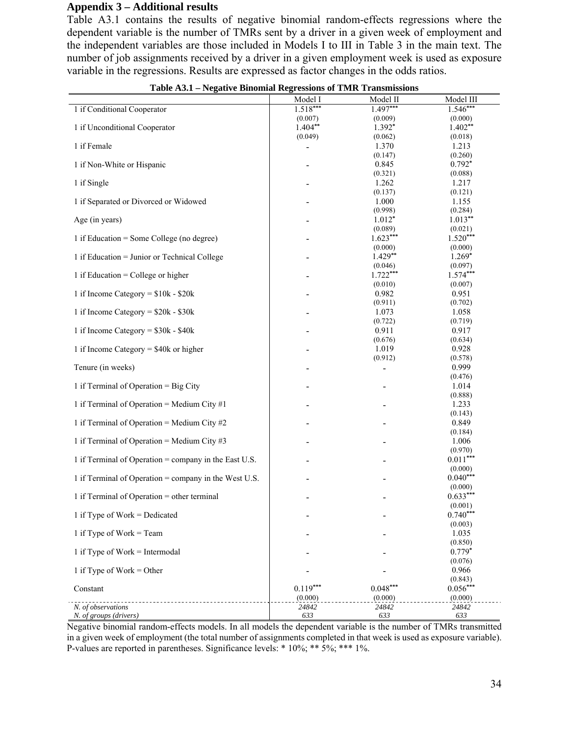## Appendix 3 – Additional results

Table A3.1 contains the results of negative binomial random-effects regressions where the dependent variable is the number of TMRs sent by a driver in a given week of employment and the independent variables are those included in Models I to III in Table 3 in the main text. The number of job assignments received by a driver in a given employment week is used as exposure variable in the regressions. Results are expressed as factor changes in the odds ratios.

**Table A3.1 – Negative Binomial Regressions of TMR Transmissions**

| | Model I | Model II | Model III |
|---|---|---|---|
| 1 if Conditional Cooperator | 1.518*** | 1.497*** | 1.546*** |
| | (0.007) | (0.009) | (0.000) |
| 1 if Unconditional Cooperator | 1.404** | 1.392* | 1.402** |
| | (0.049) | (0.062) | (0.018) |
| 1 if Female | - | 1.370 | 1.213 |
| | | (0.147) | (0.260) |
| 1 if Non-White or Hispanic | - | 0.845 | 0.792* |
| | | (0.321) | (0.088) |
| 1 if Single | - | 1.262 | 1.217 |
| | | (0.137) | (0.121) |
| 1 if Separated or Divorced or Widowed | - | 1.000 | 1.155 |
| | | (0.998) | (0.284) |
| Age (in years) | - | 1.012* | 1.013** |
| | | (0.089) | (0.021) |
| 1 if Education = Some College (no degree) | - | 1.623*** | 1.520*** |
| | | (0.000) | (0.000) |
| 1 if Education = Junior or Technical College | - | 1.429** | 1.269* |
| | | (0.046) | (0.097) |
| 1 if Education = College or higher | - | 1.722*** | 1.574*** |
| | | (0.010) | (0.007) |
| 1 if Income Category = $10k - $20k | - | 0.982 | 0.951 |
| | | (0.911) | (0.702) |
| 1 if Income Category = $20k - $30k | - | 1.073 | 1.058 |
| | | (0.722) | (0.719) |
| 1 if Income Category = $30k - $40k | - | 0.911 | 0.917 |
| | | (0.676) | (0.634) |
| 1 if Income Category = $40k or higher | - | 1.019 | 0.928 |
| | | (0.912) | (0.578) |
| Tenure (in weeks) | - | - | 0.999 |
| | | | (0.476) |
| 1 if Terminal of Operation = Big City | - | - | 1.014 |
| | | | (0.888) |
| 1 if Terminal of Operation = Medium City #1 | - | - | 1.233 |
| | | | (0.143) |
| 1 if Terminal of Operation = Medium City #2 | - | - | 0.849 |
| | | | (0.184) |
| 1 if Terminal of Operation = Medium City #3 | - | - | 1.006 |
| | | | (0.970) |
| 1 if Terminal of Operation = company in the East U.S. | - | - | 0.011*** |
| | | | (0.000) |
| 1 if Terminal of Operation = company in the West U.S. | - | - | 0.040*** |
| | | | (0.000) |
| 1 if Terminal of Operation = other terminal | - | - | 0.633*** |
| | | | (0.001) |
| 1 if Type of Work = Dedicated | - | - | 0.740*** |
| | | | (0.003) |
| 1 if Type of Work = Team | - | - | 1.035 |
| | | | (0.850) |
| 1 if Type of Work = Intermodal | - | - | 0.779* |
| | | | (0.076) |
| 1 if Type of Work = Other | - | - | 0.966 |
| | | | (0.843) |
| Constant | 0.119*** | 0.048*** | 0.056*** |
| | (0.000) | (0.000) | (0.000) |
| *N. of observations* | *24842* | *24842* | *24842* |
| *N. of groups (drivers)* | *633* | *633* | *633* |

Negative binomial random-effects models. In all models the dependent variable is the number of TMRs transmitted in a given week of employment (the total number of assignments completed in that week is used as exposure variable). P-values are reported in parentheses. Significance levels: * 10%; ** 5%; *** 1%.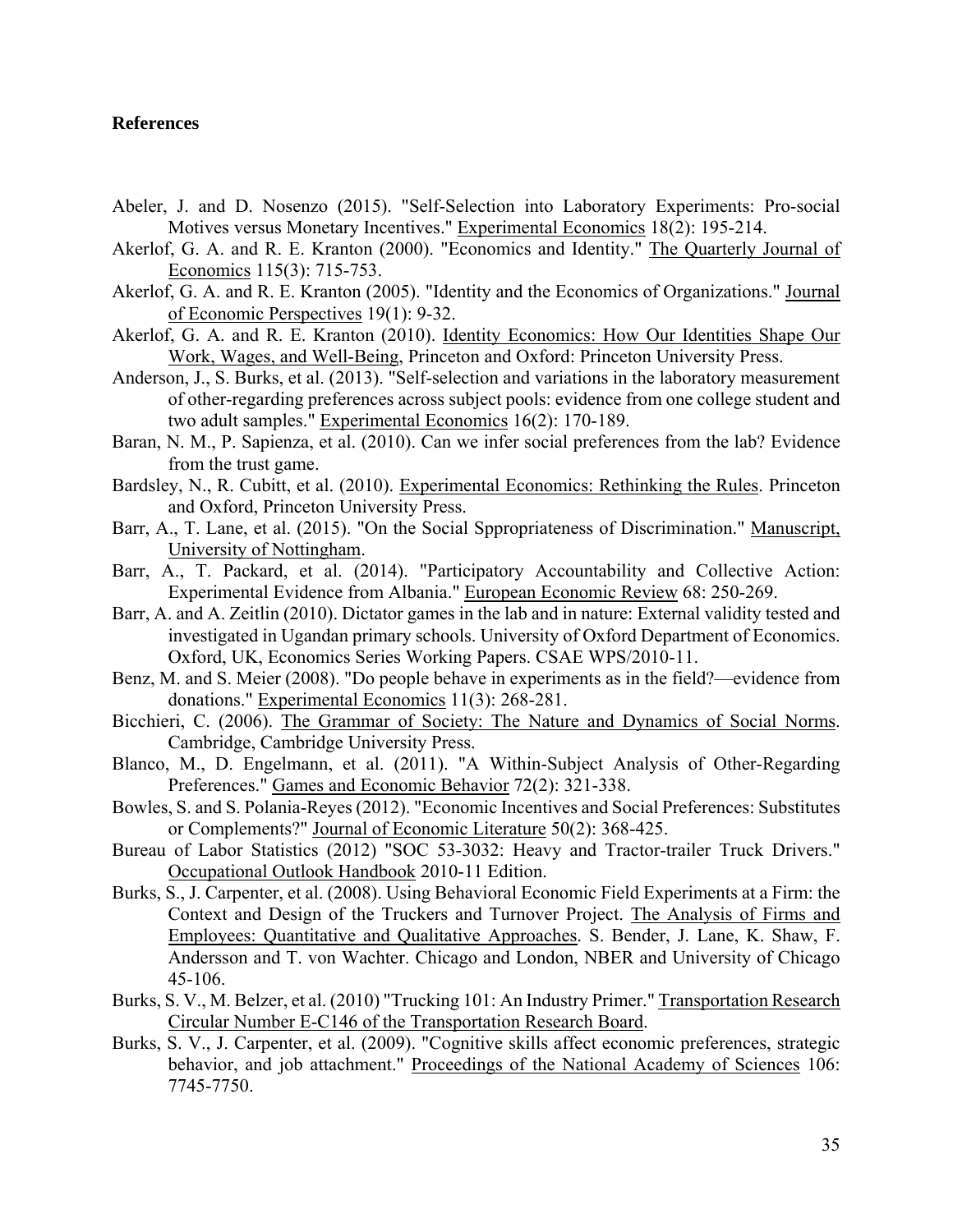**References**

Abeler, J. and D. Nosenzo (2015). "Self-Selection into Laboratory Experiments: Pro-social Motives versus Monetary Incentives." Experimental Economics 18(2): 195-214.

Akerlof, G. A. and R. E. Kranton (2000). "Economics and Identity." The Quarterly Journal of Economics 115(3): 715-753.

Akerlof, G. A. and R. E. Kranton (2005). "Identity and the Economics of Organizations." Journal of Economic Perspectives 19(1): 9-32.

Akerlof, G. A. and R. E. Kranton (2010). Identity Economics: How Our Identities Shape Our Work, Wages, and Well-Being, Princeton and Oxford: Princeton University Press.

Anderson, J., S. Burks, et al. (2013). "Self-selection and variations in the laboratory measurement of other-regarding preferences across subject pools: evidence from one college student and two adult samples." Experimental Economics 16(2): 170-189.

Baran, N. M., P. Sapienza, et al. (2010). Can we infer social preferences from the lab? Evidence from the trust game.

Bardsley, N., R. Cubitt, et al. (2010). Experimental Economics: Rethinking the Rules. Princeton and Oxford, Princeton University Press.

Barr, A., T. Lane, et al. (2015). "On the Social Sppropriateness of Discrimination." Manuscript, University of Nottingham.

Barr, A., T. Packard, et al. (2014). "Participatory Accountability and Collective Action: Experimental Evidence from Albania." European Economic Review 68: 250-269.

Barr, A. and A. Zeitlin (2010). Dictator games in the lab and in nature: External validity tested and investigated in Ugandan primary schools. University of Oxford Department of Economics. Oxford, UK, Economics Series Working Papers. CSAE WPS/2010-11.

Benz, M. and S. Meier (2008). "Do people behave in experiments as in the field?—evidence from donations." Experimental Economics 11(3): 268-281.

Bicchieri, C. (2006). The Grammar of Society: The Nature and Dynamics of Social Norms. Cambridge, Cambridge University Press.

Blanco, M., D. Engelmann, et al. (2011). "A Within-Subject Analysis of Other-Regarding Preferences." Games and Economic Behavior 72(2): 321-338.

Bowles, S. and S. Polania-Reyes (2012). "Economic Incentives and Social Preferences: Substitutes or Complements?" Journal of Economic Literature 50(2): 368-425.

Bureau of Labor Statistics (2012) "SOC 53-3032: Heavy and Tractor-trailer Truck Drivers." Occupational Outlook Handbook 2010-11 Edition.

Burks, S., J. Carpenter, et al. (2008). Using Behavioral Economic Field Experiments at a Firm: the Context and Design of the Truckers and Turnover Project. The Analysis of Firms and Employees: Quantitative and Qualitative Approaches. S. Bender, J. Lane, K. Shaw, F. Andersson and T. von Wachter. Chicago and London, NBER and University of Chicago 45-106.

Burks, S. V., M. Belzer, et al. (2010) "Trucking 101: An Industry Primer." Transportation Research Circular Number E-C146 of the Transportation Research Board.

Burks, S. V., J. Carpenter, et al. (2009). "Cognitive skills affect economic preferences, strategic behavior, and job attachment." Proceedings of the National Academy of Sciences 106: 7745-7750.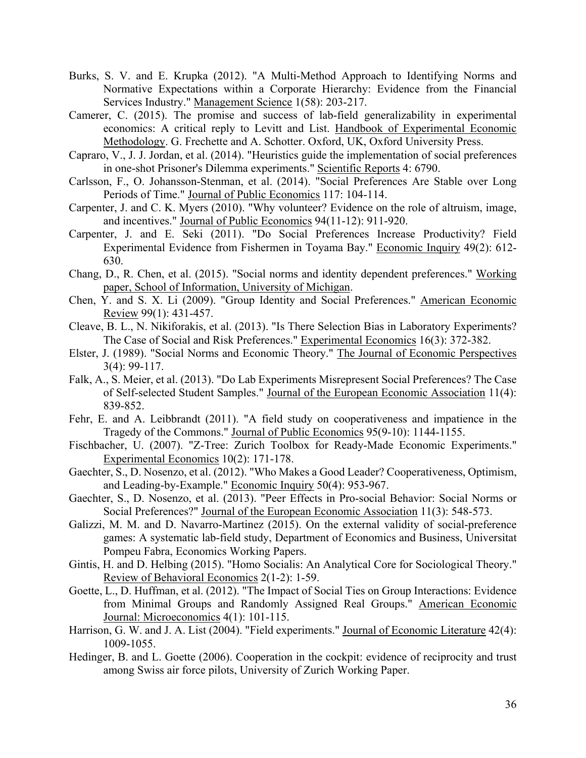Burks, S. V. and E. Krupka (2012). "A Multi-Method Approach to Identifying Norms and Normative Expectations within a Corporate Hierarchy: Evidence from the Financial Services Industry." Management Science 1(58): 203-217.

Camerer, C. (2015). The promise and success of lab-field generalizability in experimental economics: A critical reply to Levitt and List. Handbook of Experimental Economic Methodology. G. Frechette and A. Schotter. Oxford, UK, Oxford University Press.

Capraro, V., J. J. Jordan, et al. (2014). "Heuristics guide the implementation of social preferences in one-shot Prisoner's Dilemma experiments." Scientific Reports 4: 6790.

Carlsson, F., O. Johansson-Stenman, et al. (2014). "Social Preferences Are Stable over Long Periods of Time." Journal of Public Economics 117: 104-114.

Carpenter, J. and C. K. Myers (2010). "Why volunteer? Evidence on the role of altruism, image, and incentives." Journal of Public Economics 94(11-12): 911-920.

Carpenter, J. and E. Seki (2011). "Do Social Preferences Increase Productivity? Field Experimental Evidence from Fishermen in Toyama Bay." Economic Inquiry 49(2): 612-630.

Chang, D., R. Chen, et al. (2015). "Social norms and identity dependent preferences." Working paper, School of Information, University of Michigan.

Chen, Y. and S. X. Li (2009). "Group Identity and Social Preferences." American Economic Review 99(1): 431-457.

Cleave, B. L., N. Nikiforakis, et al. (2013). "Is There Selection Bias in Laboratory Experiments? The Case of Social and Risk Preferences." Experimental Economics 16(3): 372-382.

Elster, J. (1989). "Social Norms and Economic Theory." The Journal of Economic Perspectives 3(4): 99-117.

Falk, A., S. Meier, et al. (2013). "Do Lab Experiments Misrepresent Social Preferences? The Case of Self-selected Student Samples." Journal of the European Economic Association 11(4): 839-852.

Fehr, E. and A. Leibbrandt (2011). "A field study on cooperativeness and impatience in the Tragedy of the Commons." Journal of Public Economics 95(9-10): 1144-1155.

Fischbacher, U. (2007). "Z-Tree: Zurich Toolbox for Ready-Made Economic Experiments." Experimental Economics 10(2): 171-178.

Gaechter, S., D. Nosenzo, et al. (2012). "Who Makes a Good Leader? Cooperativeness, Optimism, and Leading-by-Example." Economic Inquiry 50(4): 953-967.

Gaechter, S., D. Nosenzo, et al. (2013). "Peer Effects in Pro-social Behavior: Social Norms or Social Preferences?" Journal of the European Economic Association 11(3): 548-573.

Galizzi, M. M. and D. Navarro-Martinez (2015). On the external validity of social-preference games: A systematic lab-field study, Department of Economics and Business, Universitat Pompeu Fabra, Economics Working Papers.

Gintis, H. and D. Helbing (2015). "Homo Socialis: An Analytical Core for Sociological Theory." Review of Behavioral Economics 2(1-2): 1-59.

Goette, L., D. Huffman, et al. (2012). "The Impact of Social Ties on Group Interactions: Evidence from Minimal Groups and Randomly Assigned Real Groups." American Economic Journal: Microeconomics 4(1): 101-115.

Harrison, G. W. and J. A. List (2004). "Field experiments." Journal of Economic Literature 42(4): 1009-1055.

Hedinger, B. and L. Goette (2006). Cooperation in the cockpit: evidence of reciprocity and trust among Swiss air force pilots, University of Zurich Working Paper.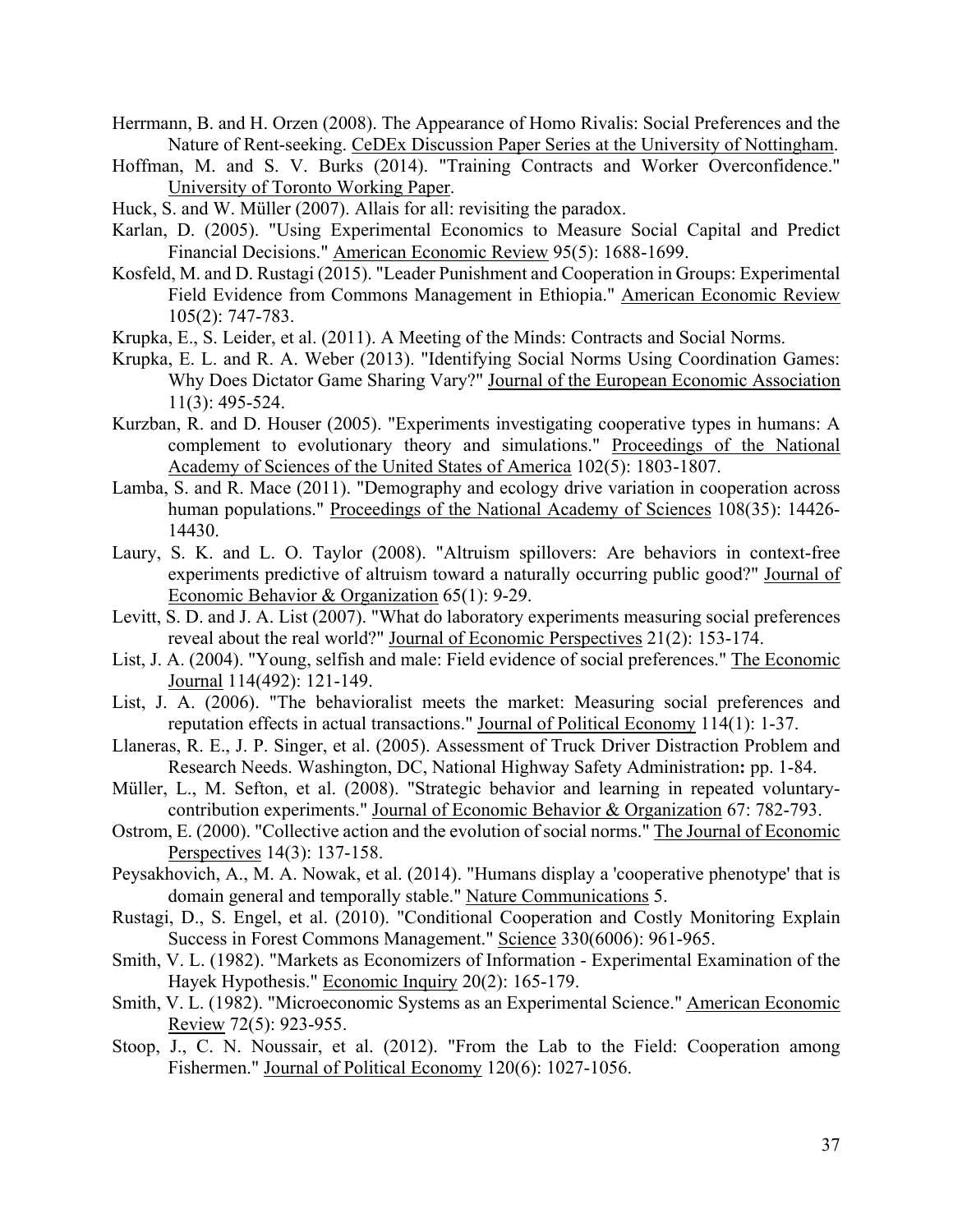Herrmann, B. and H. Orzen (2008). The Appearance of Homo Rivalis: Social Preferences and the Nature of Rent-seeking. CeDEx Discussion Paper Series at the University of Nottingham.

Hoffman, M. and S. V. Burks (2014). "Training Contracts and Worker Overconfidence." University of Toronto Working Paper.

Huck, S. and W. Müller (2007). Allais for all: revisiting the paradox.

Karlan, D. (2005). "Using Experimental Economics to Measure Social Capital and Predict Financial Decisions." American Economic Review 95(5): 1688-1699.

Kosfeld, M. and D. Rustagi (2015). "Leader Punishment and Cooperation in Groups: Experimental Field Evidence from Commons Management in Ethiopia." American Economic Review 105(2): 747-783.

Krupka, E., S. Leider, et al. (2011). A Meeting of the Minds: Contracts and Social Norms.

Krupka, E. L. and R. A. Weber (2013). "Identifying Social Norms Using Coordination Games: Why Does Dictator Game Sharing Vary?" Journal of the European Economic Association 11(3): 495-524.

Kurzban, R. and D. Houser (2005). "Experiments investigating cooperative types in humans: A complement to evolutionary theory and simulations." Proceedings of the National Academy of Sciences of the United States of America 102(5): 1803-1807.

Lamba, S. and R. Mace (2011). "Demography and ecology drive variation in cooperation across human populations." Proceedings of the National Academy of Sciences 108(35): 14426-14430.

Laury, S. K. and L. O. Taylor (2008). "Altruism spillovers: Are behaviors in context-free experiments predictive of altruism toward a naturally occurring public good?" Journal of Economic Behavior & Organization 65(1): 9-29.

Levitt, S. D. and J. A. List (2007). "What do laboratory experiments measuring social preferences reveal about the real world?" Journal of Economic Perspectives 21(2): 153-174.

List, J. A. (2004). "Young, selfish and male: Field evidence of social preferences." The Economic Journal 114(492): 121-149.

List, J. A. (2006). "The behavioralist meets the market: Measuring social preferences and reputation effects in actual transactions." Journal of Political Economy 114(1): 1-37.

Llaneras, R. E., J. P. Singer, et al. (2005). Assessment of Truck Driver Distraction Problem and Research Needs. Washington, DC, National Highway Safety Administration**:** pp. 1-84.

Müller, L., M. Sefton, et al. (2008). "Strategic behavior and learning in repeated voluntary-contribution experiments." Journal of Economic Behavior & Organization 67: 782-793.

Ostrom, E. (2000). "Collective action and the evolution of social norms." The Journal of Economic Perspectives 14(3): 137-158.

Peysakhovich, A., M. A. Nowak, et al. (2014). "Humans display a 'cooperative phenotype' that is domain general and temporally stable." Nature Communications 5.

Rustagi, D., S. Engel, et al. (2010). "Conditional Cooperation and Costly Monitoring Explain Success in Forest Commons Management." Science 330(6006): 961-965.

Smith, V. L. (1982). "Markets as Economizers of Information - Experimental Examination of the Hayek Hypothesis." Economic Inquiry 20(2): 165-179.

Smith, V. L. (1982). "Microeconomic Systems as an Experimental Science." American Economic Review 72(5): 923-955.

Stoop, J., C. N. Noussair, et al. (2012). "From the Lab to the Field: Cooperation among Fishermen." Journal of Political Economy 120(6): 1027-1056.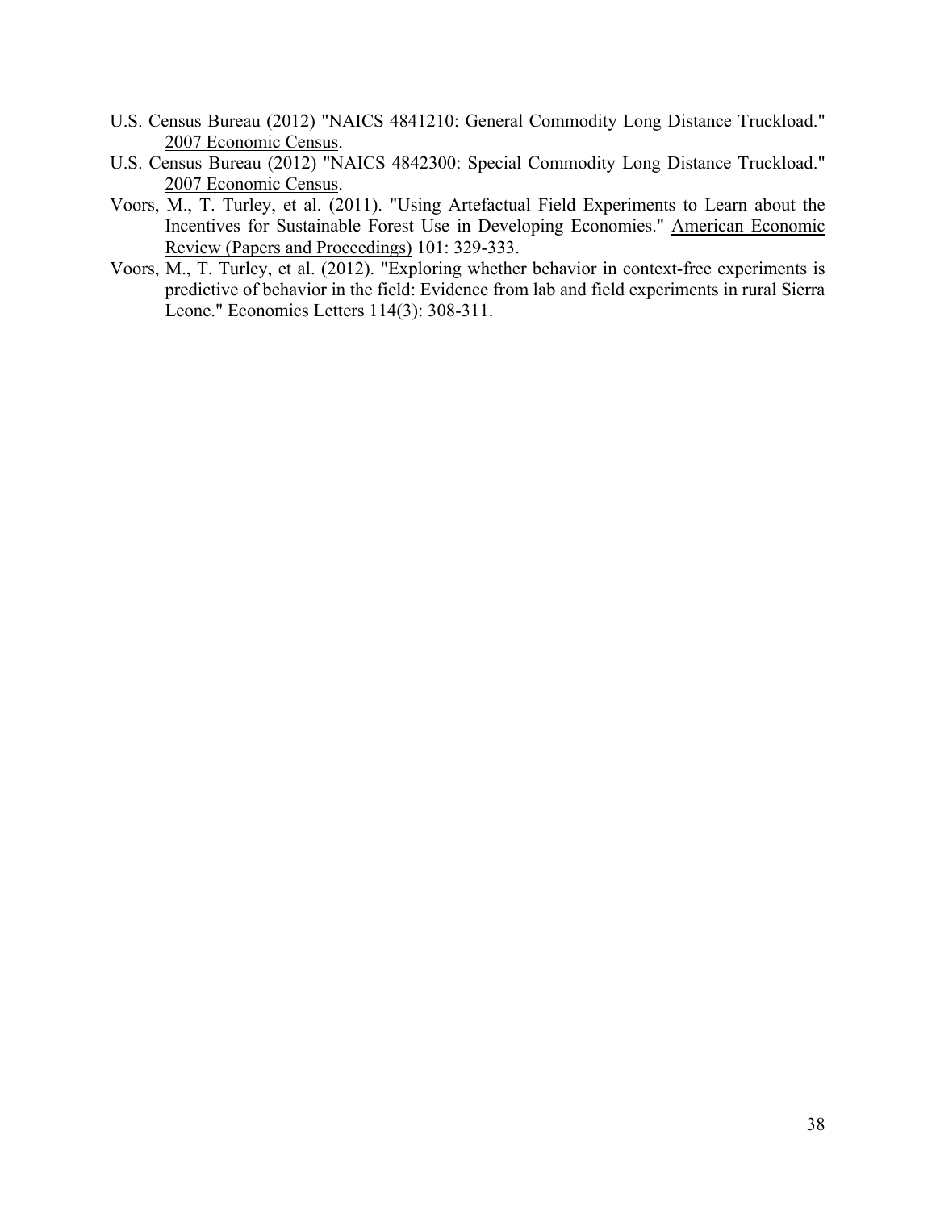U.S. Census Bureau (2012) "NAICS 4841210: General Commodity Long Distance Truckload." 2007 Economic Census.

U.S. Census Bureau (2012) "NAICS 4842300: Special Commodity Long Distance Truckload." 2007 Economic Census.

Voors, M., T. Turley, et al. (2011). "Using Artefactual Field Experiments to Learn about the Incentives for Sustainable Forest Use in Developing Economies." American Economic Review (Papers and Proceedings) 101: 329-333.

Voors, M., T. Turley, et al. (2012). "Exploring whether behavior in context-free experiments is predictive of behavior in the field: Evidence from lab and field experiments in rural Sierra Leone." Economics Letters 114(3): 308-311.